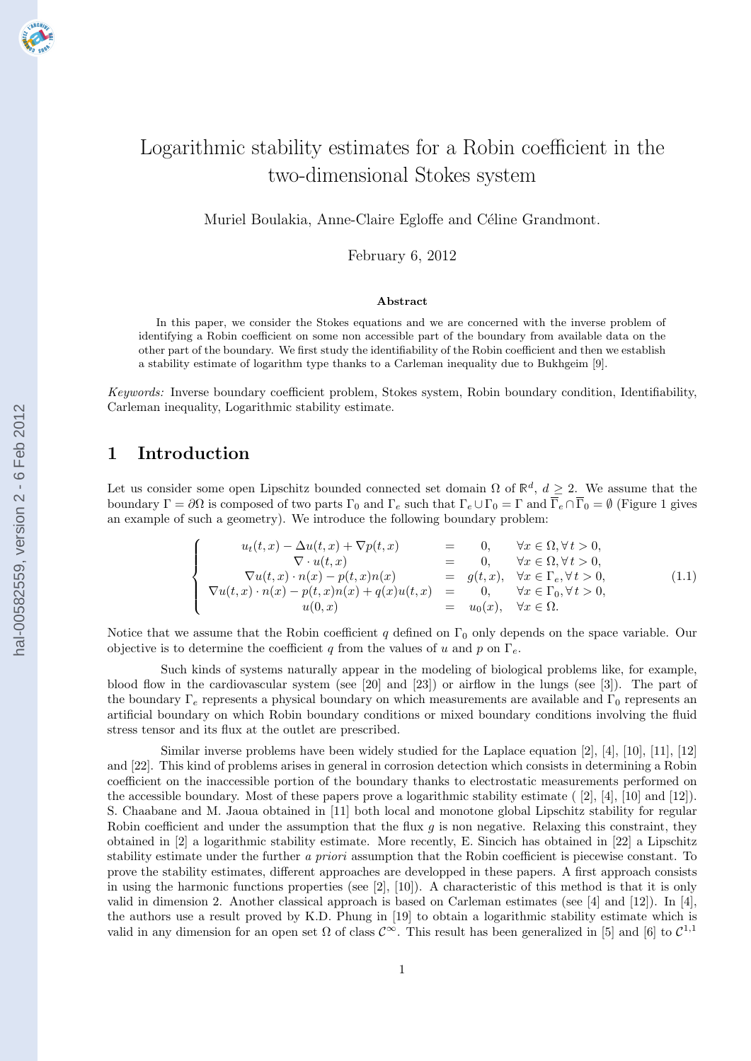# Logarithmic stability estimates for a Robin coefficient in the two-dimensional Stokes system

Muriel Boulakia, Anne-Claire Egloffe and Céline Grandmont.

February 6, 2012

**Abstract**

In this paper, we consider the Stokes equations and we are concerned with the inverse problem of identifying a Robin coefficient on some non accessible part of the boundary from available data on the other part of the boundary. We first study the identifiability of the Robin coefficient and then we establish a stability estimate of logarithm type thanks to a Carleman inequality due to Bukhgeim [9].

*Keywords:* Inverse boundary coefficient problem, Stokes system, Robin boundary condition, Identifiability, Carleman inequality, Logarithmic stability estimate.

## 1 Introduction

Let us consider some open Lipschitz bounded connected set domain $\Omega$ of $\mathbb{R}^d$, $d \geq 2$. We assume that the boundary $\Gamma = \partial\Omega$ is composed of two parts $\Gamma_0$ and $\Gamma_e$ such that $\Gamma_e \cup \Gamma_0 = \Gamma$ and $\overline{\Gamma}_e \cap \overline{\Gamma}_0 = \emptyset$ (Figure 1 gives an example of such a geometry). We introduce the following boundary problem:

$$
\left\{
\begin{array}{rcll}
u_t(t,x) - \Delta u(t,x) + \nabla p(t,x) & = & 0, & \forall x \in \Omega, \forall t > 0, \\
\nabla \cdot u(t,x) & = & 0, & \forall x \in \Omega, \forall t > 0, \\
\nabla u(t,x) \cdot n(x) - p(t,x) n(x) & = & g(t,x), & \forall x \in \Gamma_e, \forall t > 0, \\
\nabla u(t,x) \cdot n(x) - p(t,x) n(x) + q(x) u(t,x) & = & 0, & \forall x \in \Gamma_0, \forall t > 0, \\
u(0,x) & = & u_0(x), & \forall x \in \Omega.
\end{array}
\right.
\tag{1.1}
$$

Notice that we assume that the Robin coefficient $q$ defined on $\Gamma_0$ only depends on the space variable. Our objective is to determine the coefficient $q$ from the values of $u$ and $p$ on $\Gamma_e$.

Such kinds of systems naturally appear in the modeling of biological problems like, for example, blood flow in the cardiovascular system (see [20] and [23]) or airflow in the lungs (see [3]). The part of the boundary $\Gamma_e$ represents a physical boundary on which measurements are available and $\Gamma_0$ represents an artificial boundary on which Robin boundary conditions or mixed boundary conditions involving the fluid stress tensor and its flux at the outlet are prescribed.

Similar inverse problems have been widely studied for the Laplace equation [2], [4], [10], [11], [12] and [22]. This kind of problems arises in general in corrosion detection which consists in determining a Robin coefficient on the inaccessible portion of the boundary thanks to electrostatic measurements performed on the accessible boundary. Most of these papers prove a logarithmic stability estimate ( [2], [4], [10] and [12]). S. Chaabane and M. Jaoua obtained in [11] both local and monotone global Lipschitz stability for regular Robin coefficient and under the assumption that the flux $g$ is non negative. Relaxing this constraint, they obtained in [2] a logarithmic stability estimate. More recently, E. Sincich has obtained in [22] a Lipschitz stability estimate under the further *a priori* assumption that the Robin coefficient is piecewise constant. To prove the stability estimates, different approaches are developped in these papers. A first approach consists in using the harmonic functions properties (see [2], [10]). A characteristic of this method is that it is only valid in dimension 2. Another classical approach is based on Carleman estimates (see [4] and [12]). In [4], the authors use a result proved by K.D. Phung in [19] to obtain a logarithmic stability estimate which is valid in any dimension for an open set $\Omega$ of class $\mathcal{C}^\infty$. This result has been generalized in [5] and [6] to $\mathcal{C}^{1,1}$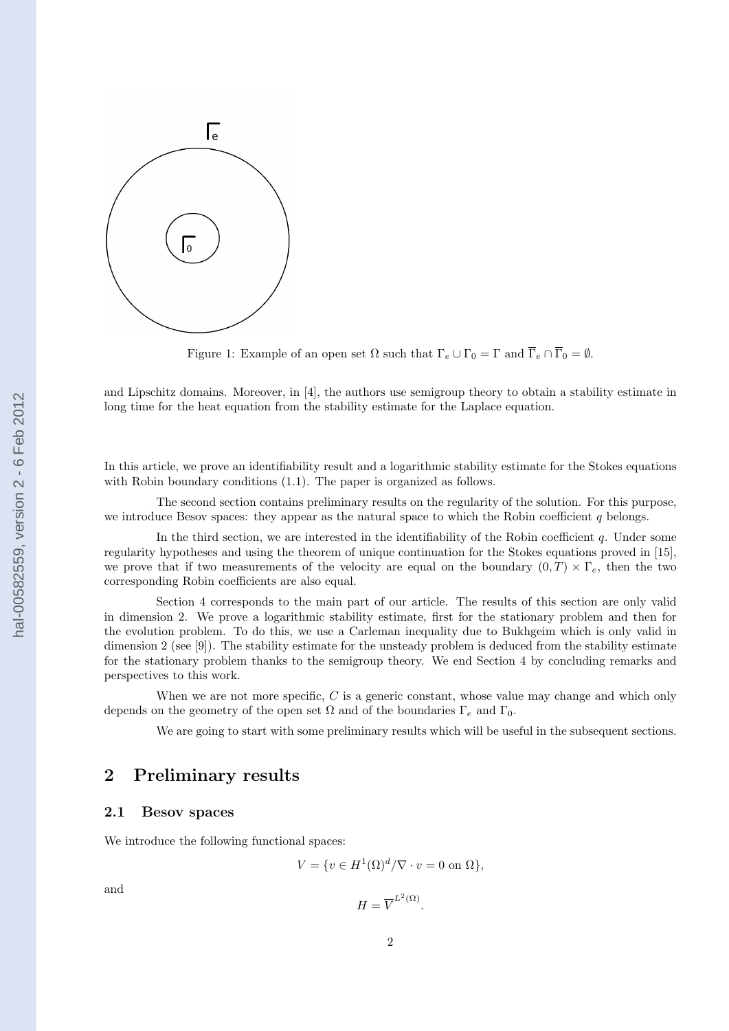Figure 1: Example of an open set $\Omega$ such that $\Gamma_e \cup \Gamma_0 = \Gamma$ and $\overline{\Gamma}_e \cap \overline{\Gamma}_0 = \emptyset$.

and Lipschitz domains. Moreover, in [4], the authors use semigroup theory to obtain a stability estimate in long time for the heat equation from the stability estimate for the Laplace equation.

In this article, we prove an identifiability result and a logarithmic stability estimate for the Stokes equations with Robin boundary conditions (1.1). The paper is organized as follows.

The second section contains preliminary results on the regularity of the solution. For this purpose, we introduce Besov spaces: they appear as the natural space to which the Robin coefficient $q$ belongs.

In the third section, we are interested in the identifiability of the Robin coefficient $q$. Under some regularity hypotheses and using the theorem of unique continuation for the Stokes equations proved in [15], we prove that if two measurements of the velocity are equal on the boundary $(0, T) \times \Gamma_e$, then the two corresponding Robin coefficients are also equal.

Section 4 corresponds to the main part of our article. The results of this section are only valid in dimension 2. We prove a logarithmic stability estimate, first for the stationary problem and then for the evolution problem. To do this, we use a Carleman inequality due to Bukhgeim which is only valid in dimension 2 (see [9]). The stability estimate for the unsteady problem is deduced from the stability estimate for the stationary problem thanks to the semigroup theory. We end Section 4 by concluding remarks and perspectives to this work.

When we are not more specific, $C$ is a generic constant, whose value may change and which only depends on the geometry of the open set $\Omega$ and of the boundaries $\Gamma_e$ and $\Gamma_0$.

We are going to start with some preliminary results which will be useful in the subsequent sections.

## 2 Preliminary results

### 2.1 Besov spaces

We introduce the following functional spaces:

$$V = \{v \in H^1(\Omega)^d / \nabla \cdot v = 0 \text{ on } \Omega\},$$

and

$$H = \overline{V}^{L^2(\Omega)}.$$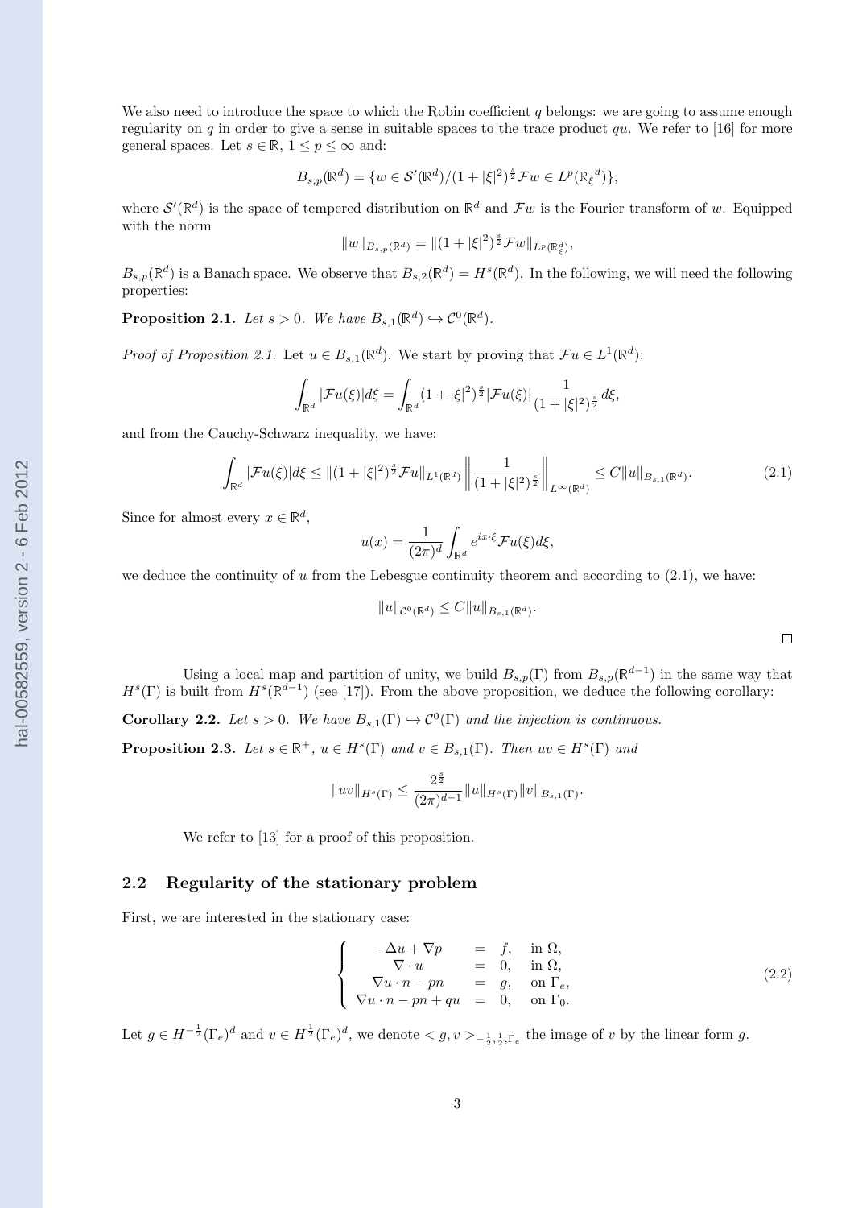We also need to introduce the space to which the Robin coefficient $q$ belongs: we are going to assume enough regularity on $q$ in order to give a sense in suitable spaces to the trace product $qu$. We refer to [16] for more general spaces. Let $s \in \mathbb{R}$, $1 \leq p \leq \infty$ and:

$$B_{s,p}(\mathbb{R}^d) = \{w \in \mathcal{S}'(\mathbb{R}^d) / (1 + |\xi|^2)^{\frac{s}{2}} \mathcal{F}w \in L^p(\mathbb{R}_\xi{}^d)\},$$

where $\mathcal{S}'(\mathbb{R}^d)$ is the space of tempered distribution on $\mathbb{R}^d$ and $\mathcal{F}w$ is the Fourier transform of $w$. Equipped with the norm

$$\|w\|_{B_{s,p}(\mathbb{R}^d)} = \|(1 + |\xi|^2)^{\frac{s}{2}} \mathcal{F}w\|_{L^p(\mathbb{R}_\xi^d)},$$

$B_{s,p}(\mathbb{R}^d)$ is a Banach space. We observe that $B_{s,2}(\mathbb{R}^d) = H^s(\mathbb{R}^d)$. In the following, we will need the following properties:

**Proposition 2.1.** *Let $s > 0$. We have $B_{s,1}(\mathbb{R}^d) \hookrightarrow \mathcal{C}^0(\mathbb{R}^d)$.*

*Proof of Proposition 2.1.* Let $u \in B_{s,1}(\mathbb{R}^d)$. We start by proving that $\mathcal{F}u \in L^1(\mathbb{R}^d)$:

$$\int_{\mathbb{R}^d} |\mathcal{F}u(\xi)| d\xi = \int_{\mathbb{R}^d} (1 + |\xi|^2)^{\frac{s}{2}} |\mathcal{F}u(\xi)| \frac{1}{(1 + |\xi|^2)^{\frac{s}{2}}} d\xi,$$

and from the Cauchy-Schwarz inequality, we have:

$$\int_{\mathbb{R}^d} |\mathcal{F}u(\xi)| d\xi \leq \|(1 + |\xi|^2)^{\frac{s}{2}} \mathcal{F}u\|_{L^1(\mathbb{R}^d)} \left\| \frac{1}{(1 + |\xi|^2)^{\frac{s}{2}}} \right\|_{L^\infty(\mathbb{R}^d)} \leq C \|u\|_{B_{s,1}(\mathbb{R}^d)}. \tag{2.1}$$

Since for almost every $x \in \mathbb{R}^d$,

$$u(x) = \frac{1}{(2\pi)^d} \int_{\mathbb{R}^d} e^{ix \cdot \xi} \mathcal{F}u(\xi) d\xi,$$

we deduce the continuity of $u$ from the Lebesgue continuity theorem and according to (2.1), we have:

$$\|u\|_{\mathcal{C}^0(\mathbb{R}^d)} \leq C \|u\|_{B_{s,1}(\mathbb{R}^d)}.$$

□

Using a local map and partition of unity, we build $B_{s,p}(\Gamma)$ from $B_{s,p}(\mathbb{R}^{d-1})$ in the same way that $H^s(\Gamma)$ is built from $H^s(\mathbb{R}^{d-1})$ (see [17]). From the above proposition, we deduce the following corollary:

**Corollary 2.2.** *Let $s > 0$. We have $B_{s,1}(\Gamma) \hookrightarrow \mathcal{C}^0(\Gamma)$ and the injection is continuous.*

**Proposition 2.3.** *Let $s \in \mathbb{R}^+$, $u \in H^s(\Gamma)$ and $v \in B_{s,1}(\Gamma)$. Then $uv \in H^s(\Gamma)$ and*

$$\|uv\|_{H^s(\Gamma)} \leq \frac{2^{\frac{s}{2}}}{(2\pi)^{d-1}} \|u\|_{H^s(\Gamma)} \|v\|_{B_{s,1}(\Gamma)}.$$

We refer to [13] for a proof of this proposition.

## 2.2 Regularity of the stationary problem

First, we are interested in the stationary case:

$$\left\{ \begin{array}{rcll} -\Delta u + \nabla p & = & f, & \text{in } \Omega, \\ \nabla \cdot u & = & 0, & \text{in } \Omega, \\ \nabla u \cdot n - pn & = & g, & \text{on } \Gamma_e, \\ \nabla u \cdot n - pn + qu & = & 0, & \text{on } \Gamma_0. \end{array} \right. \tag{2.2}$$

Let $g \in H^{-\frac{1}{2}}(\Gamma_e)^d$ and $v \in H^{\frac{1}{2}}(\Gamma_e)^d$, we denote $< g, v >_{-\frac{1}{2}, \frac{1}{2}, \Gamma_e}$ the image of $v$ by the linear form $g$.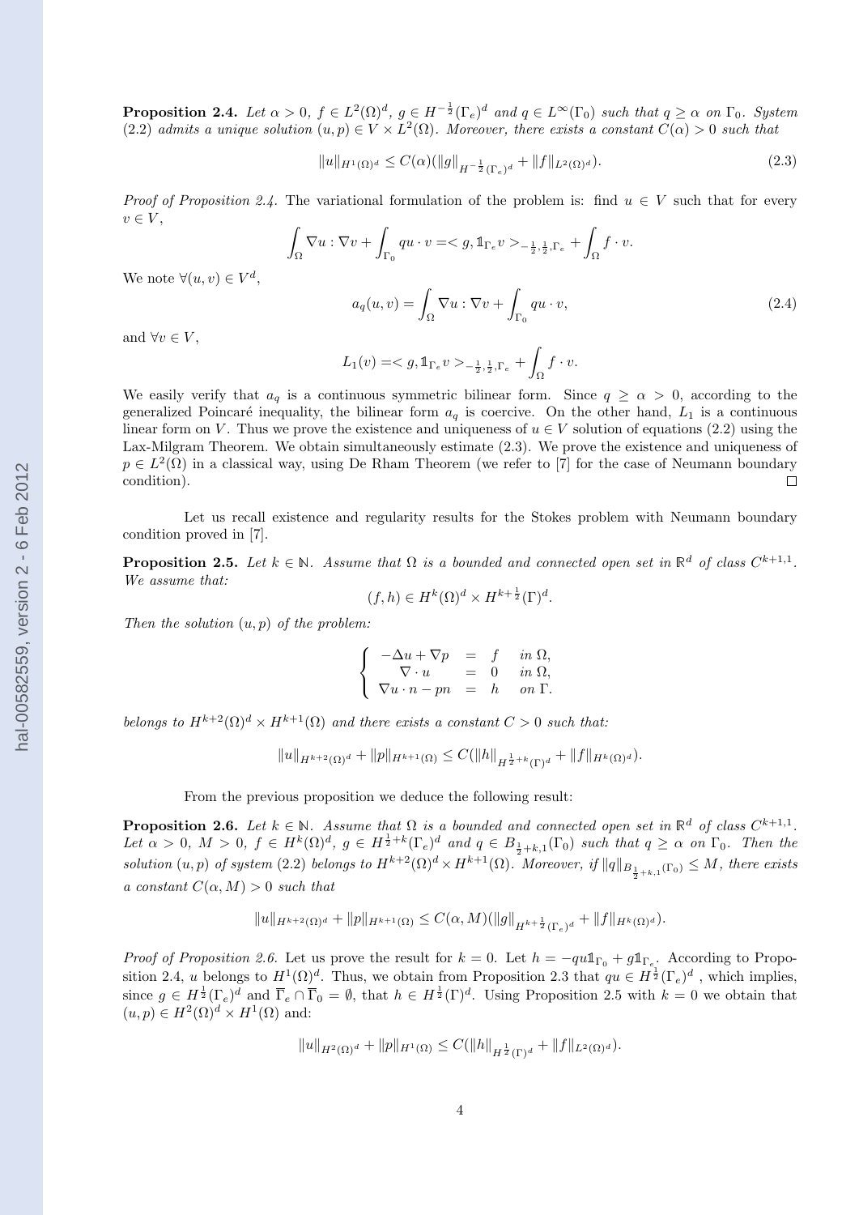**Proposition 2.4.** *Let $\alpha > 0$, $f \in L^2(\Omega)^d$, $g \in H^{-\frac{1}{2}}(\Gamma_e)^d$ and $q \in L^\infty(\Gamma_0)$ such that $q \geq \alpha$ on $\Gamma_0$. System (2.2) admits a unique solution $(u,p) \in V \times L^2(\Omega)$. Moreover, there exists a constant $C(\alpha) > 0$ such that*

$$\|u\|_{H^1(\Omega)^d} \leq C(\alpha)(\|g\|_{H^{-\frac{1}{2}}(\Gamma_e)^d} + \|f\|_{L^2(\Omega)^d}). \tag{2.3}$$

*Proof of Proposition 2.4.* The variational formulation of the problem is: find $u \in V$ such that for every $v \in V$,

$$\int_\Omega \nabla u : \nabla v + \int_{\Gamma_0} qu \cdot v = < g, \mathbb{1}_{\Gamma_e} v >_{-\frac{1}{2},\frac{1}{2},\Gamma_e} + \int_\Omega f \cdot v.$$

We note $\forall (u,v) \in V^d$,

$$a_q(u,v) = \int_\Omega \nabla u : \nabla v + \int_{\Gamma_0} qu \cdot v, \tag{2.4}$$

and $\forall v \in V$,

$$L_1(v) = < g, \mathbb{1}_{\Gamma_e} v >_{-\frac{1}{2},\frac{1}{2},\Gamma_e} + \int_\Omega f \cdot v.$$

We easily verify that $a_q$ is a continuous symmetric bilinear form. Since $q \geq \alpha > 0$, according to the generalized Poincaré inequality, the bilinear form $a_q$ is coercive. On the other hand, $L_1$ is a continuous linear form on $V$. Thus we prove the existence and uniqueness of $u \in V$ solution of equations (2.2) using the Lax-Milgram Theorem. We obtain simultaneously estimate (2.3). We prove the existence and uniqueness of $p \in L^2(\Omega)$ in a classical way, using De Rham Theorem (we refer to [7] for the case of Neumann boundary condition). □

Let us recall existence and regularity results for the Stokes problem with Neumann boundary condition proved in [7].

**Proposition 2.5.** *Let $k \in \mathbb{N}$. Assume that $\Omega$ is a bounded and connected open set in $\mathbb{R}^d$ of class $C^{k+1,1}$. We assume that:*

$$(f,h) \in H^k(\Omega)^d \times H^{k+\frac{1}{2}}(\Gamma)^d.$$

*Then the solution $(u,p)$ of the problem:*

$$\begin{cases} -\Delta u + \nabla p &= f \quad \text{in } \Omega, \\ \nabla \cdot u &= 0 \quad \text{in } \Omega, \\ \nabla u \cdot n - pn &= h \quad \text{on } \Gamma. \end{cases}$$

*belongs to $H^{k+2}(\Omega)^d \times H^{k+1}(\Omega)$ and there exists a constant $C > 0$ such that:*

$$\|u\|_{H^{k+2}(\Omega)^d} + \|p\|_{H^{k+1}(\Omega)} \leq C(\|h\|_{H^{\frac{1}{2}+k}(\Gamma)^d} + \|f\|_{H^k(\Omega)^d}).$$

From the previous proposition we deduce the following result:

**Proposition 2.6.** *Let $k \in \mathbb{N}$. Assume that $\Omega$ is a bounded and connected open set in $\mathbb{R}^d$ of class $C^{k+1,1}$. Let $\alpha > 0$, $M > 0$, $f \in H^k(\Omega)^d$, $g \in H^{\frac{1}{2}+k}(\Gamma_e)^d$ and $q \in B_{\frac{1}{2}+k,1}(\Gamma_0)$ such that $q \geq \alpha$ on $\Gamma_0$. Then the solution $(u,p)$ of system (2.2) belongs to $H^{k+2}(\Omega)^d \times H^{k+1}(\Omega)$. Moreover, if $\|q\|_{B_{\frac{1}{2}+k,1}(\Gamma_0)} \leq M$, there exists a constant $C(\alpha, M) > 0$ such that*

$$\|u\|_{H^{k+2}(\Omega)^d} + \|p\|_{H^{k+1}(\Omega)} \leq C(\alpha, M)(\|g\|_{H^{k+\frac{1}{2}}(\Gamma_e)^d} + \|f\|_{H^k(\Omega)^d}).$$

*Proof of Proposition 2.6.* Let us prove the result for $k = 0$. Let $h = -qu\mathbb{1}_{\Gamma_0} + g\mathbb{1}_{\Gamma_e}$. According to Proposition 2.4, $u$ belongs to $H^1(\Omega)^d$. Thus, we obtain from Proposition 2.3 that $qu \in H^{\frac{1}{2}}(\Gamma_e)^d$ , which implies, since $g \in H^{\frac{1}{2}}(\Gamma_e)^d$ and $\overline{\Gamma}_e \cap \overline{\Gamma}_0 = \emptyset$, that $h \in H^{\frac{1}{2}}(\Gamma)^d$. Using Proposition 2.5 with $k = 0$ we obtain that $(u,p) \in H^2(\Omega)^d \times H^1(\Omega)$ and:

$$\|u\|_{H^2(\Omega)^d} + \|p\|_{H^1(\Omega)} \leq C(\|h\|_{H^{\frac{1}{2}}(\Gamma)^d} + \|f\|_{L^2(\Omega)^d}).$$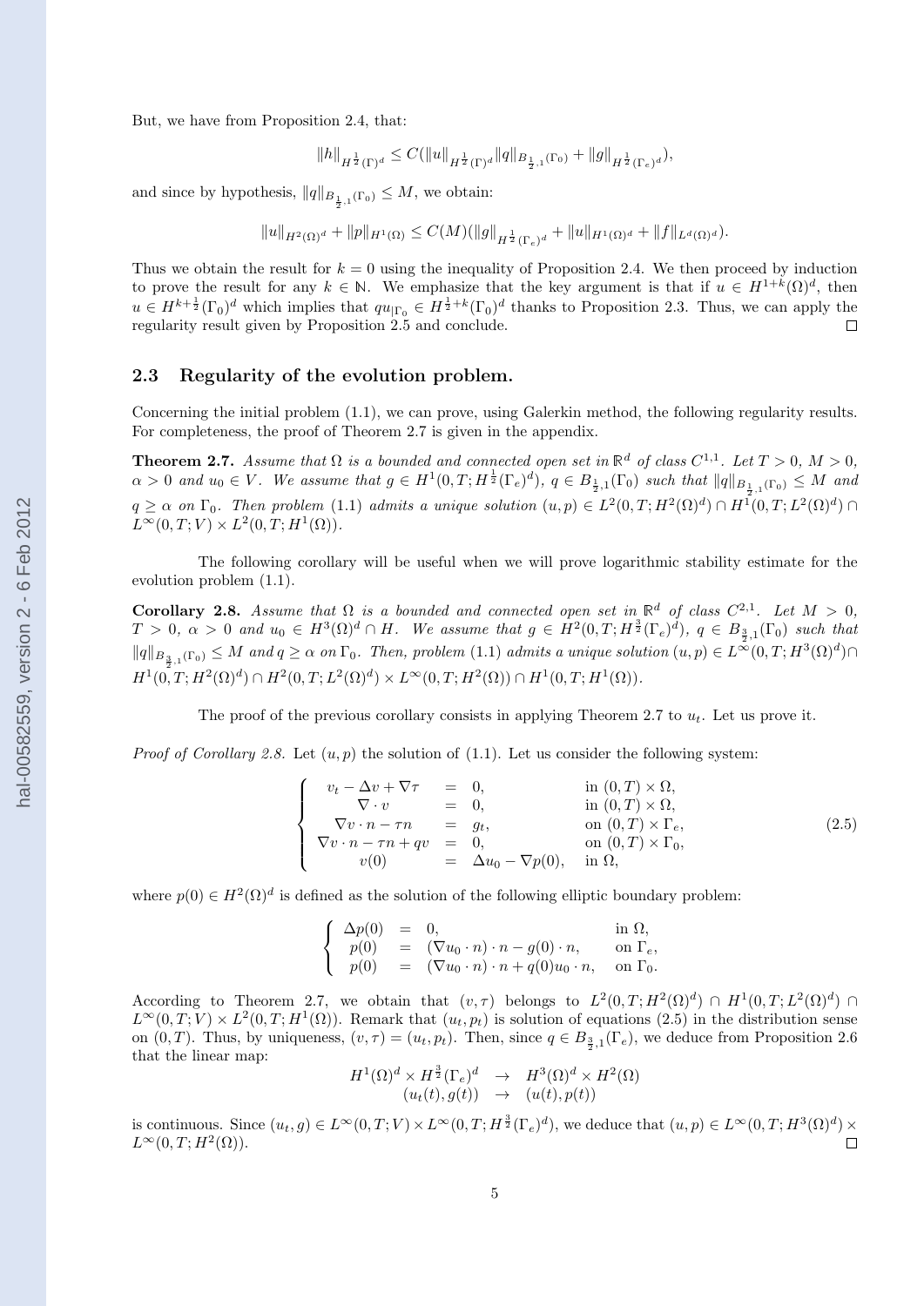But, we have from Proposition 2.4, that:

$$\|h\|_{H^{\frac{1}{2}}(\Gamma)^d} \leq C(\|u\|_{H^{\frac{1}{2}}(\Gamma)^d}\|q\|_{B_{\frac{1}{2},1}(\Gamma_0)} + \|g\|_{H^{\frac{1}{2}}(\Gamma_e)^d}),$$

and since by hypothesis, $\|q\|_{B_{\frac{1}{2},1}(\Gamma_0)} \leq M$, we obtain:

$$\|u\|_{H^2(\Omega)^d} + \|p\|_{H^1(\Omega)} \leq C(M)(\|g\|_{H^{\frac{1}{2}}(\Gamma_e)^d} + \|u\|_{H^1(\Omega)^d} + \|f\|_{L^d(\Omega)^d}).$$

Thus we obtain the result for $k = 0$ using the inequality of Proposition 2.4. We then proceed by induction to prove the result for any $k \in \mathbb{N}$. We emphasize that the key argument is that if $u \in H^{1+k}(\Omega)^d$, then $u \in H^{k+\frac{1}{2}}(\Gamma_0)^d$ which implies that $qu_{|\Gamma_0} \in H^{\frac{1}{2}+k}(\Gamma_0)^d$ thanks to Proposition 2.3. Thus, we can apply the regularity result given by Proposition 2.5 and conclude. $\square$

## 2.3 Regularity of the evolution problem.

Concerning the initial problem (1.1), we can prove, using Galerkin method, the following regularity results. For completeness, the proof of Theorem 2.7 is given in the appendix.

**Theorem 2.7.** *Assume that $\Omega$ is a bounded and connected open set in $\mathbb{R}^d$ of class $C^{1,1}$. Let $T > 0$, $M > 0$, $\alpha > 0$ and $u_0 \in V$. We assume that $g \in H^1(0, T; H^{\frac{1}{2}}(\Gamma_e)^d)$, $q \in B_{\frac{1}{2},1}(\Gamma_0)$ such that $\|q\|_{B_{\frac{1}{2},1}(\Gamma_0)} \leq M$ and $q \geq \alpha$ on $\Gamma_0$. Then problem (1.1) admits a unique solution $(u, p) \in L^2(0, T; H^2(\Omega)^d) \cap H^1(0, T; L^2(\Omega)^d) \cap L^\infty(0, T; V) \times L^2(0, T; H^1(\Omega))$.*

The following corollary will be useful when we will prove logarithmic stability estimate for the evolution problem (1.1).

**Corollary 2.8.** *Assume that $\Omega$ is a bounded and connected open set in $\mathbb{R}^d$ of class $C^{2,1}$. Let $M > 0$, $T > 0$, $\alpha > 0$ and $u_0 \in H^3(\Omega)^d \cap H$. We assume that $g \in H^2(0, T; H^{\frac{3}{2}}(\Gamma_e)^d)$, $q \in B_{\frac{3}{2},1}(\Gamma_0)$ such that $\|q\|_{B_{\frac{3}{2},1}(\Gamma_0)} \leq M$ and $q \geq \alpha$ on $\Gamma_0$. Then, problem (1.1) admits a unique solution $(u, p) \in L^\infty(0, T; H^3(\Omega)^d) \cap H^1(0, T; H^2(\Omega)^d) \cap H^2(0, T; L^2(\Omega)^d) \times L^\infty(0, T; H^2(\Omega)) \cap H^1(0, T; H^1(\Omega))$.*

The proof of the previous corollary consists in applying Theorem 2.7 to $u_t$. Let us prove it.

*Proof of Corollary 2.8.* Let $(u, p)$ the solution of (1.1). Let us consider the following system:

$$\left\{ \begin{array}{rcll} v_t - \Delta v + \nabla \tau & = & 0, & \text{in } (0, T) \times \Omega, \\ \nabla \cdot v & = & 0, & \text{in } (0, T) \times \Omega, \\ \nabla v \cdot n - \tau n & = & g_t, & \text{on } (0, T) \times \Gamma_e, \\ \nabla v \cdot n - \tau n + qv & = & 0, & \text{on } (0, T) \times \Gamma_0, \\ v(0) & = & \Delta u_0 - \nabla p(0), & \text{in } \Omega, \end{array} \right. \tag{2.5}$$

where $p(0) \in H^2(\Omega)^d$ is defined as the solution of the following elliptic boundary problem:

$$\left\{ \begin{array}{rcll} \Delta p(0) & = & 0, & \text{in } \Omega, \\ p(0) & = & (\nabla u_0 \cdot n) \cdot n - g(0) \cdot n, & \text{on } \Gamma_e, \\ p(0) & = & (\nabla u_0 \cdot n) \cdot n + q(0) u_0 \cdot n, & \text{on } \Gamma_0. \end{array} \right.$$

According to Theorem 2.7, we obtain that $(v, \tau)$ belongs to $L^2(0, T; H^2(\Omega)^d) \cap H^1(0, T; L^2(\Omega)^d) \cap L^\infty(0, T; V) \times L^2(0, T; H^1(\Omega))$. Remark that $(u_t, p_t)$ is solution of equations (2.5) in the distribution sense on $(0, T)$. Thus, by uniqueness, $(v, \tau) = (u_t, p_t)$. Then, since $q \in B_{\frac{3}{2},1}(\Gamma_e)$, we deduce from Proposition 2.6 that the linear map:

$$\begin{array}{rcl} H^1(\Omega)^d \times H^{\frac{3}{2}}(\Gamma_e)^d & \to & H^3(\Omega)^d \times H^2(\Omega) \\ (u_t(t), g(t)) & \to & (u(t), p(t)) \end{array}$$

is continuous. Since $(u_t, g) \in L^\infty(0, T; V) \times L^\infty(0, T; H^{\frac{3}{2}}(\Gamma_e)^d)$, we deduce that $(u, p) \in L^\infty(0, T; H^3(\Omega)^d) \times L^\infty(0, T; H^2(\Omega))$. $\square$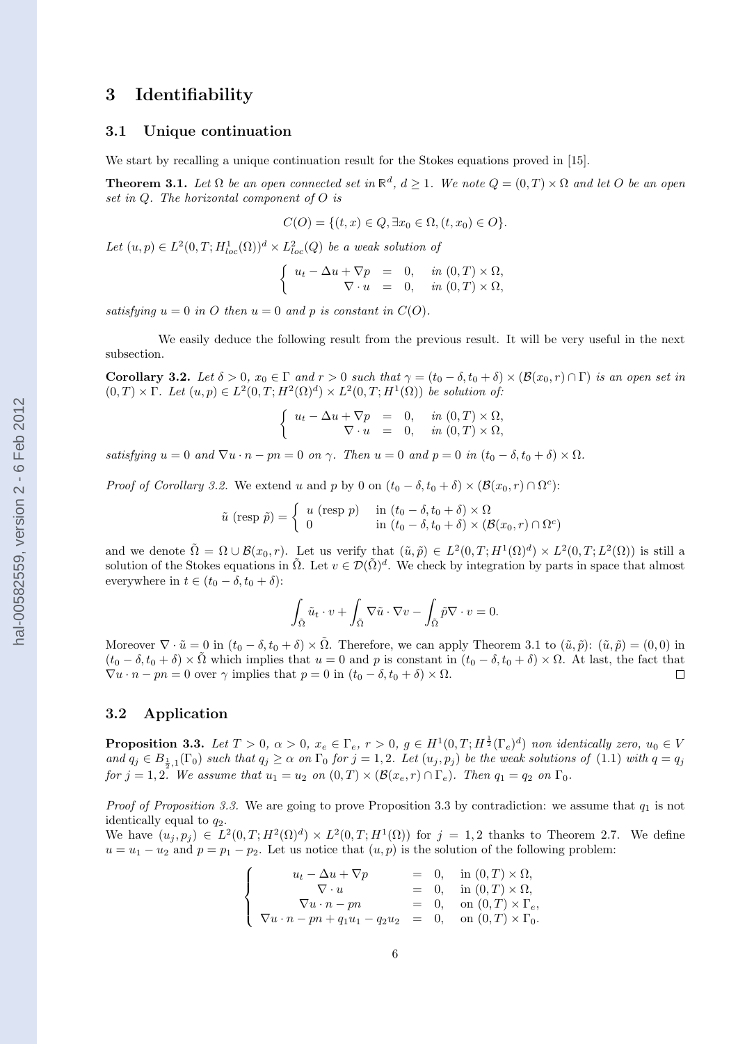## 3 Identifiability

### 3.1 Unique continuation

We start by recalling a unique continuation result for the Stokes equations proved in [15].

**Theorem 3.1.** *Let $\Omega$ be an open connected set in $\mathbb{R}^d$, $d \geq 1$. We note $Q = (0,T) \times \Omega$ and let $O$ be an open set in $Q$. The horizontal component of $O$ is*

$$C(O) = \{(t,x) \in Q, \exists x_0 \in \Omega, (t,x_0) \in O\}.$$

*Let $(u,p) \in L^2(0,T;H^1_{loc}(\Omega))^d \times L^2_{loc}(Q)$ be a weak solution of*

$$\left\{ \begin{array}{rcll} u_t - \Delta u + \nabla p &=& 0, & \text{in } (0,T) \times \Omega, \\ \nabla \cdot u &=& 0, & \text{in } (0,T) \times \Omega, \end{array} \right.$$

*satisfying $u = 0$ in $O$ then $u = 0$ and $p$ is constant in $C(O)$.*

We easily deduce the following result from the previous result. It will be very useful in the next subsection.

**Corollary 3.2.** *Let $\delta > 0$, $x_0 \in \Gamma$ and $r > 0$ such that $\gamma = (t_0 - \delta, t_0 + \delta) \times (\mathcal{B}(x_0,r) \cap \Gamma)$ is an open set in $(0,T) \times \Gamma$. Let $(u,p) \in L^2(0,T;H^2(\Omega)^d) \times L^2(0,T;H^1(\Omega))$ be solution of:*

$$\left\{ \begin{array}{rcll} u_t - \Delta u + \nabla p &=& 0, & \text{in } (0,T) \times \Omega, \\ \nabla \cdot u &=& 0, & \text{in } (0,T) \times \Omega, \end{array} \right.$$

*satisfying $u = 0$ and $\nabla u \cdot n - pn = 0$ on $\gamma$. Then $u = 0$ and $p = 0$ in $(t_0 - \delta, t_0 + \delta) \times \Omega$.*

*Proof of Corollary 3.2.* We extend $u$ and $p$ by 0 on $(t_0 - \delta, t_0 + \delta) \times (\mathcal{B}(x_0,r) \cap \Omega^c)$:

$$\tilde{u} \text{ (resp } \tilde{p}) = \left\{ \begin{array}{ll} u \text{ (resp } p) & \text{in } (t_0 - \delta, t_0 + \delta) \times \Omega \\ 0 & \text{in } (t_0 - \delta, t_0 + \delta) \times (\mathcal{B}(x_0,r) \cap \Omega^c) \end{array} \right.$$

and we denote $\tilde{\Omega} = \Omega \cup \mathcal{B}(x_0,r)$. Let us verify that $(\tilde{u},\tilde{p}) \in L^2(0,T;H^1(\Omega)^d) \times L^2(0,T;L^2(\Omega))$ is still a solution of the Stokes equations in $\tilde{\Omega}$. Let $v \in \mathcal{D}(\tilde{\Omega})^d$. We check by integration by parts in space that almost everywhere in $t \in (t_0 - \delta, t_0 + \delta)$:

$$\int_{\tilde{\Omega}} \tilde{u}_t \cdot v + \int_{\tilde{\Omega}} \nabla \tilde{u} \cdot \nabla v - \int_{\tilde{\Omega}} \tilde{p} \nabla \cdot v = 0.$$

Moreover $\nabla \cdot \tilde{u} = 0$ in $(t_0 - \delta, t_0 + \delta) \times \tilde{\Omega}$. Therefore, we can apply Theorem 3.1 to $(\tilde{u},\tilde{p})$: $(\tilde{u},\tilde{p}) = (0,0)$ in $(t_0 - \delta, t_0 + \delta) \times \tilde{\Omega}$ which implies that $u = 0$ and $p$ is constant in $(t_0 - \delta, t_0 + \delta) \times \Omega$. At last, the fact that $\nabla u \cdot n - pn = 0$ over $\gamma$ implies that $p = 0$ in $(t_0 - \delta, t_0 + \delta) \times \Omega$. □

### 3.2 Application

**Proposition 3.3.** *Let $T > 0$, $\alpha > 0$, $x_e \in \Gamma_e$, $r > 0$, $g \in H^1(0,T;H^{\frac{1}{2}}(\Gamma_e)^d)$ non identically zero, $u_0 \in V$ and $q_j \in B_{\frac{1}{2},1}(\Gamma_0)$ such that $q_j \geq \alpha$ on $\Gamma_0$ for $j = 1,2$. Let $(u_j,p_j)$ be the weak solutions of (1.1) with $q = q_j$ for $j = 1,2$. We assume that $u_1 = u_2$ on $(0,T) \times (\mathcal{B}(x_e,r) \cap \Gamma_e)$. Then $q_1 = q_2$ on $\Gamma_0$.*

*Proof of Proposition 3.3.* We are going to prove Proposition 3.3 by contradiction: we assume that $q_1$ is not identically equal to $q_2$.
We have $(u_j,p_j) \in L^2(0,T;H^2(\Omega)^d) \times L^2(0,T;H^1(\Omega))$ for $j = 1,2$ thanks to Theorem 2.7. We define $u = u_1 - u_2$ and $p = p_1 - p_2$. Let us notice that $(u,p)$ is the solution of the following problem:

$$\left\{ \begin{array}{rcll} u_t - \Delta u + \nabla p &=& 0, & \text{in } (0,T) \times \Omega, \\ \nabla \cdot u &=& 0, & \text{in } (0,T) \times \Omega, \\ \nabla u \cdot n - pn &=& 0, & \text{on } (0,T) \times \Gamma_e, \\ \nabla u \cdot n - pn + q_1 u_1 - q_2 u_2 &=& 0, & \text{on } (0,T) \times \Gamma_0. \end{array} \right.$$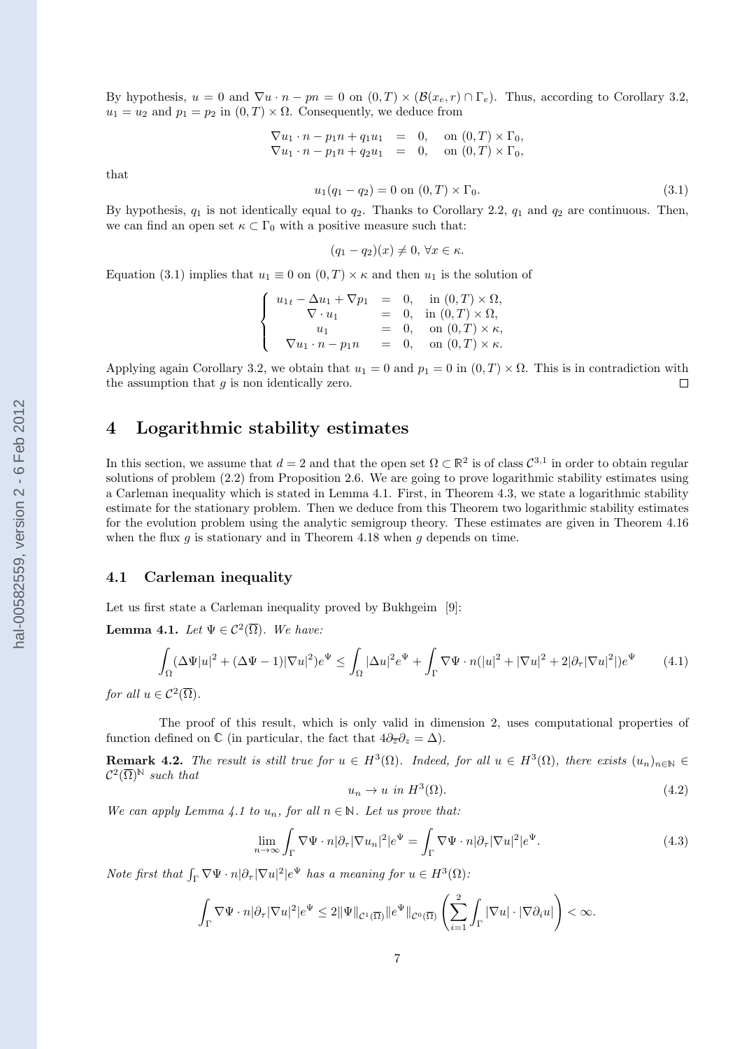By hypothesis, $u = 0$ and $\nabla u \cdot n - pn = 0$ on $(0,T) \times (\mathcal{B}(x_e, r) \cap \Gamma_e)$. Thus, according to Corollary 3.2, $u_1 = u_2$ and $p_1 = p_2$ in $(0,T) \times \Omega$. Consequently, we deduce from

$$
\begin{array}{rcll}
\nabla u_1 \cdot n - p_1 n + q_1 u_1 & = & 0, & \text{on } (0,T) \times \Gamma_0, \\
\nabla u_1 \cdot n - p_1 n + q_2 u_1 & = & 0, & \text{on } (0,T) \times \Gamma_0,
\end{array}
$$

that

$$
u_1(q_1 - q_2) = 0 \text{ on } (0,T) \times \Gamma_0. \tag{3.1}
$$

By hypothesis, $q_1$ is not identically equal to $q_2$. Thanks to Corollary 2.2, $q_1$ and $q_2$ are continuous. Then, we can find an open set $\kappa \subset \Gamma_0$ with a positive measure such that:

$$
(q_1 - q_2)(x) \neq 0, \; \forall x \in \kappa.
$$

Equation (3.1) implies that $u_1 \equiv 0$ on $(0,T) \times \kappa$ and then $u_1$ is the solution of

$$
\left\{
\begin{array}{rcll}
u_{1t} - \Delta u_1 + \nabla p_1 & = & 0, & \text{in } (0,T) \times \Omega, \\
\nabla \cdot u_1 & = & 0, & \text{in } (0,T) \times \Omega, \\
u_1 & = & 0, & \text{on } (0,T) \times \kappa, \\
\nabla u_1 \cdot n - p_1 n & = & 0, & \text{on } (0,T) \times \kappa.
\end{array}
\right.
$$

Applying again Corollary 3.2, we obtain that $u_1 = 0$ and $p_1 = 0$ in $(0,T) \times \Omega$. This is in contradiction with the assumption that $g$ is non identically zero. $\square$

# 4 Logarithmic stability estimates

In this section, we assume that $d = 2$ and that the open set $\Omega \subset \mathbb{R}^2$ is of class $\mathcal{C}^{3,1}$ in order to obtain regular solutions of problem (2.2) from Proposition 2.6. We are going to prove logarithmic stability estimates using a Carleman inequality which is stated in Lemma 4.1. First, in Theorem 4.3, we state a logarithmic stability estimate for the stationary problem. Then we deduce from this Theorem two logarithmic stability estimates for the evolution problem using the analytic semigroup theory. These estimates are given in Theorem 4.16 when the flux $g$ is stationary and in Theorem 4.18 when $g$ depends on time.

## 4.1 Carleman inequality

Let us first state a Carleman inequality proved by Bukhgeim [9]:

**Lemma 4.1.** *Let $\Psi \in \mathcal{C}^2(\overline{\Omega})$. We have:*

$$
\int_\Omega (\Delta\Psi |u|^2 + (\Delta\Psi - 1)|\nabla u|^2) e^\Psi \leq \int_\Omega |\Delta u|^2 e^\Psi + \int_\Gamma \nabla\Psi \cdot n (|u|^2 + |\nabla u|^2 + 2|\partial_\tau |\nabla u|^2|) e^\Psi \tag{4.1}
$$

*for all $u \in \mathcal{C}^2(\overline{\Omega})$.*

The proof of this result, which is only valid in dimension 2, uses computational properties of function defined on $\mathbb{C}$ (in particular, the fact that $4\partial_{\overline{z}}\partial_z = \Delta$).

**Remark 4.2.** *The result is still true for $u \in H^3(\Omega)$. Indeed, for all $u \in H^3(\Omega)$, there exists $(u_n)_{n \in \mathbb{N}} \in \mathcal{C}^2(\overline{\Omega})^{\mathbb{N}}$ such that*

$$
u_n \to u \text{ in } H^3(\Omega). \tag{4.2}
$$

*We can apply Lemma 4.1 to $u_n$, for all $n \in \mathbb{N}$. Let us prove that:*

$$
\lim_{n \to \infty} \int_\Gamma \nabla\Psi \cdot n |\partial_\tau |\nabla u_n|^2| e^\Psi = \int_\Gamma \nabla\Psi \cdot n |\partial_\tau |\nabla u|^2| e^\Psi. \tag{4.3}
$$

*Note first that $\int_\Gamma \nabla\Psi \cdot n |\partial_\tau |\nabla u|^2| e^\Psi$ has a meaning for $u \in H^3(\Omega)$:*

$$
\int_\Gamma \nabla\Psi \cdot n |\partial_\tau |\nabla u|^2| e^\Psi \leq 2\|\Psi\|_{\mathcal{C}^1(\overline{\Omega})} \|e^\Psi\|_{\mathcal{C}^0(\overline{\Omega})} \left( \sum_{i=1}^2 \int_\Gamma |\nabla u| \cdot |\nabla \partial_i u| \right) < \infty.
$$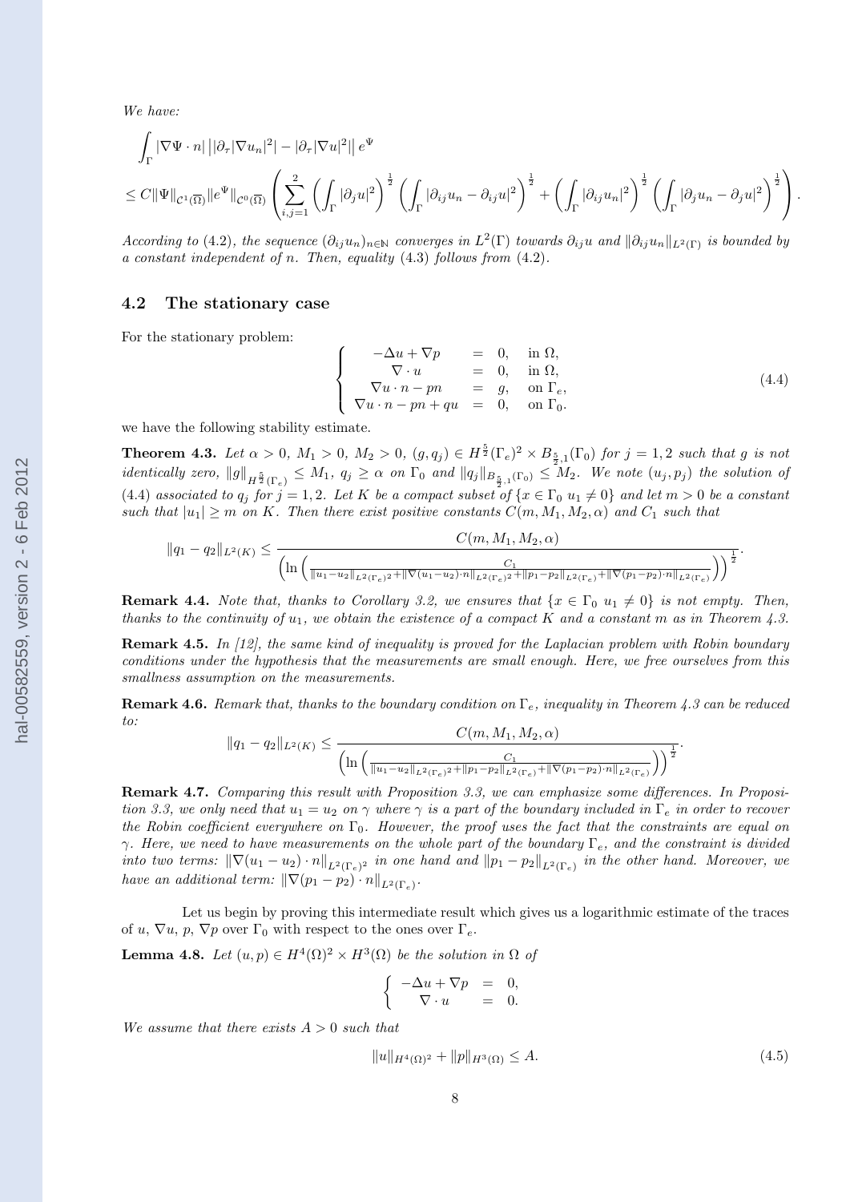*We have:*

$$\int_\Gamma |\nabla\Psi\cdot n|\left||\partial_\tau|\nabla u_n|^2|-|\partial_\tau|\nabla u|^2|\right|e^\Psi$$

$$\leq C\|\Psi\|_{\mathcal{C}^1(\overline{\Omega})}\|e^\Psi\|_{\mathcal{C}^0(\overline{\Omega})}\left(\sum_{i,j=1}^{2}\left(\int_\Gamma|\partial_j u|^2\right)^{\frac{1}{2}}\left(\int_\Gamma|\partial_{ij}u_n-\partial_{ij}u|^2\right)^{\frac{1}{2}}+\left(\int_\Gamma|\partial_{ij}u_n|^2\right)^{\frac{1}{2}}\left(\int_\Gamma|\partial_j u_n-\partial_j u|^2\right)^{\frac{1}{2}}\right).$$

*According to* (4.2)*, the sequence* $(\partial_{ij}u_n)_{n\in\mathbb{N}}$ *converges in* $L^2(\Gamma)$ *towards* $\partial_{ij}u$ *and* $\|\partial_{ij}u_n\|_{L^2(\Gamma)}$ *is bounded by a constant independent of* $n$*. Then, equality* (4.3) *follows from* (4.2)*.*

## 4.2 The stationary case

For the stationary problem:

$$\left\{\begin{array}{rcll} -\Delta u+\nabla p &=& 0, & \text{in } \Omega,\\ \nabla\cdot u &=& 0, & \text{in } \Omega,\\ \nabla u\cdot n-pn &=& g, & \text{on } \Gamma_e,\\ \nabla u\cdot n-pn+qu &=& 0, & \text{on } \Gamma_0.\end{array}\right. \tag{4.4}$$

we have the following stability estimate.

**Theorem 4.3.** *Let* $\alpha>0$*,* $M_1>0$*,* $M_2>0$*,* $(g,q_j)\in H^{\frac{5}{2}}(\Gamma_e)^2\times B_{\frac{5}{2},1}(\Gamma_0)$ *for* $j=1,2$ *such that* $g$ *is not identically zero,* $\|g\|_{H^{\frac{5}{2}}(\Gamma_e)}\leq M_1$*,* $q_j\geq\alpha$ *on* $\Gamma_0$ *and* $\|q_j\|_{B_{\frac{5}{2},1}(\Gamma_0)}\leq M_2$*. We note* $(u_j,p_j)$ *the solution of* (4.4) *associated to* $q_j$ *for* $j=1,2$*. Let* $K$ *be a compact subset of* $\{x\in\Gamma_0\ u_1\neq 0\}$ *and let* $m>0$ *be a constant such that* $|u_1|\geq m$ *on* $K$*. Then there exist positive constants* $C(m,M_1,M_2,\alpha)$ *and* $C_1$ *such that*

$$\|q_1-q_2\|_{L^2(K)}\leq\frac{C(m,M_1,M_2,\alpha)}{\left(\ln\left(\frac{C_1}{\|u_1-u_2\|_{L^2(\Gamma_e)^2}+\|\nabla(u_1-u_2)\cdot n\|_{L^2(\Gamma_e)^2}+\|p_1-p_2\|_{L^2(\Gamma_e)}+\|\nabla(p_1-p_2)\cdot n\|_{L^2(\Gamma_e)}}\right)\right)^{\frac{1}{2}}}.$$

**Remark 4.4.** *Note that, thanks to Corollary 3.2, we ensures that* $\{x\in\Gamma_0\ u_1\neq 0\}$ *is not empty. Then, thanks to the continuity of* $u_1$*, we obtain the existence of a compact* $K$ *and a constant* $m$ *as in Theorem 4.3.*

**Remark 4.5.** *In [12], the same kind of inequality is proved for the Laplacian problem with Robin boundary conditions under the hypothesis that the measurements are small enough. Here, we free ourselves from this smallness assumption on the measurements.*

**Remark 4.6.** *Remark that, thanks to the boundary condition on* $\Gamma_e$*, inequality in Theorem 4.3 can be reduced to:*

$$\|q_1-q_2\|_{L^2(K)}\leq\frac{C(m,M_1,M_2,\alpha)}{\left(\ln\left(\frac{C_1}{\|u_1-u_2\|_{L^2(\Gamma_e)^2}+\|p_1-p_2\|_{L^2(\Gamma_e)}+\|\nabla(p_1-p_2)\cdot n\|_{L^2(\Gamma_e)}}\right)\right)^{\frac{1}{2}}}.$$

**Remark 4.7.** *Comparing this result with Proposition 3.3, we can emphasize some differences. In Proposition 3.3, we only need that* $u_1=u_2$ *on* $\gamma$ *where* $\gamma$ *is a part of the boundary included in* $\Gamma_e$ *in order to recover the Robin coefficient everywhere on* $\Gamma_0$*. However, the proof uses the fact that the constraints are equal on* $\gamma$*. Here, we need to have measurements on the whole part of the boundary* $\Gamma_e$*, and the constraint is divided into two terms:* $\|\nabla(u_1-u_2)\cdot n\|_{L^2(\Gamma_e)^2}$ *in one hand and* $\|p_1-p_2\|_{L^2(\Gamma_e)}$ *in the other hand. Moreover, we have an additional term:* $\|\nabla(p_1-p_2)\cdot n\|_{L^2(\Gamma_e)}$*.*

Let us begin by proving this intermediate result which gives us a logarithmic estimate of the traces of $u$, $\nabla u$, $p$, $\nabla p$ over $\Gamma_0$ with respect to the ones over $\Gamma_e$.

**Lemma 4.8.** *Let* $(u,p)\in H^4(\Omega)^2\times H^3(\Omega)$ *be the solution in* $\Omega$ *of*

$$\left\{\begin{array}{rcl} -\Delta u+\nabla p &=& 0,\\ \nabla\cdot u &=& 0.\end{array}\right.$$

*We assume that there exists* $A>0$ *such that*

$$\|u\|_{H^4(\Omega)^2}+\|p\|_{H^3(\Omega)}\leq A. \tag{4.5}$$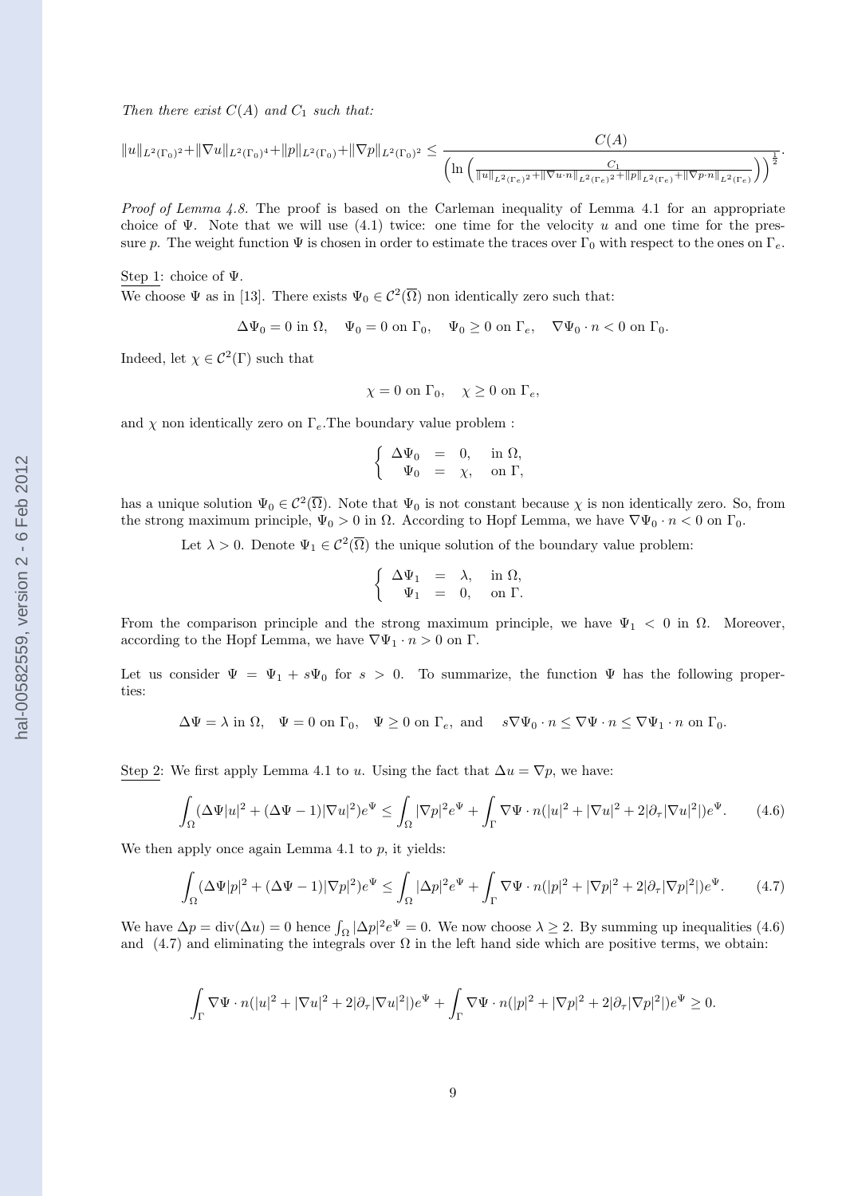*Then there exist $C(A)$ and $C_1$ such that:*

$$\|u\|_{L^2(\Gamma_0)^2}+\|\nabla u\|_{L^2(\Gamma_0)^4}+\|p\|_{L^2(\Gamma_0)}+\|\nabla p\|_{L^2(\Gamma_0)^2} \leq \frac{C(A)}{\left(\ln\left(\frac{C_1}{\|u\|_{L^2(\Gamma_e)^2}+\|\nabla u\cdot n\|_{L^2(\Gamma_e)^2}+\|p\|_{L^2(\Gamma_e)}+\|\nabla p\cdot n\|_{L^2(\Gamma_e)}}\right)\right)^{\frac{1}{2}}}.$$

*Proof of Lemma 4.8.* The proof is based on the Carleman inequality of Lemma 4.1 for an appropriate choice of $\Psi$. Note that we will use (4.1) twice: one time for the velocity $u$ and one time for the pressure $p$. The weight function $\Psi$ is chosen in order to estimate the traces over $\Gamma_0$ with respect to the ones on $\Gamma_e$.

Step 1: choice of $\Psi$.
We choose $\Psi$ as in [13]. There exists $\Psi_0 \in \mathcal{C}^2(\overline{\Omega})$ non identically zero such that:

$$\Delta\Psi_0 = 0 \text{ in } \Omega, \quad \Psi_0 = 0 \text{ on } \Gamma_0, \quad \Psi_0 \geq 0 \text{ on } \Gamma_e, \quad \nabla\Psi_0\cdot n < 0 \text{ on } \Gamma_0.$$

Indeed, let $\chi \in \mathcal{C}^2(\Gamma)$ such that

$$\chi = 0 \text{ on } \Gamma_0, \quad \chi \geq 0 \text{ on } \Gamma_e,$$

and $\chi$ non identically zero on $\Gamma_e$.The boundary value problem :

$$\left\{\begin{array}{rcll} \Delta\Psi_0 &=& 0, & \text{in } \Omega,\\ \Psi_0 &=& \chi, & \text{on } \Gamma, \end{array}\right.$$

has a unique solution $\Psi_0 \in \mathcal{C}^2(\overline{\Omega})$. Note that $\Psi_0$ is not constant because $\chi$ is non identically zero. So, from the strong maximum principle, $\Psi_0 > 0$ in $\Omega$. According to Hopf Lemma, we have $\nabla\Psi_0 \cdot n < 0$ on $\Gamma_0$.

Let $\lambda > 0$. Denote $\Psi_1 \in \mathcal{C}^2(\overline{\Omega})$ the unique solution of the boundary value problem:

$$\left\{\begin{array}{rcll} \Delta\Psi_1 &=& \lambda, & \text{in } \Omega,\\ \Psi_1 &=& 0, & \text{on } \Gamma. \end{array}\right.$$

From the comparison principle and the strong maximum principle, we have $\Psi_1 < 0$ in $\Omega$. Moreover, according to the Hopf Lemma, we have $\nabla\Psi_1\cdot n > 0$ on $\Gamma$.

Let us consider $\Psi = \Psi_1 + s\Psi_0$ for $s > 0$. To summarize, the function $\Psi$ has the following properties:

$$\Delta\Psi = \lambda \text{ in } \Omega, \quad \Psi = 0 \text{ on } \Gamma_0, \quad \Psi \geq 0 \text{ on } \Gamma_e, \text{ and } \quad s\nabla\Psi_0\cdot n \leq \nabla\Psi\cdot n \leq \nabla\Psi_1\cdot n \text{ on } \Gamma_0.$$

Step 2: We first apply Lemma 4.1 to $u$. Using the fact that $\Delta u = \nabla p$, we have:

$$\int_\Omega (\Delta\Psi|u|^2 + (\Delta\Psi - 1)|\nabla u|^2)e^\Psi \leq \int_\Omega |\nabla p|^2 e^\Psi + \int_\Gamma \nabla\Psi\cdot n(|u|^2 + |\nabla u|^2 + 2|\partial_\tau|\nabla u|^2|)e^\Psi. \tag{4.6}$$

We then apply once again Lemma 4.1 to $p$, it yields:

$$\int_\Omega (\Delta\Psi|p|^2 + (\Delta\Psi - 1)|\nabla p|^2)e^\Psi \leq \int_\Omega |\Delta p|^2 e^\Psi + \int_\Gamma \nabla\Psi\cdot n(|p|^2 + |\nabla p|^2 + 2|\partial_\tau|\nabla p|^2|)e^\Psi. \tag{4.7}$$

We have $\Delta p = \operatorname{div}(\Delta u) = 0$ hence $\int_\Omega |\Delta p|^2 e^\Psi = 0$. We now choose $\lambda \geq 2$. By summing up inequalities (4.6) and (4.7) and eliminating the integrals over $\Omega$ in the left hand side which are positive terms, we obtain:

$$\int_\Gamma \nabla\Psi\cdot n(|u|^2 + |\nabla u|^2 + 2|\partial_\tau|\nabla u|^2|)e^\Psi + \int_\Gamma \nabla\Psi\cdot n(|p|^2 + |\nabla p|^2 + 2|\partial_\tau|\nabla p|^2|)e^\Psi \geq 0.$$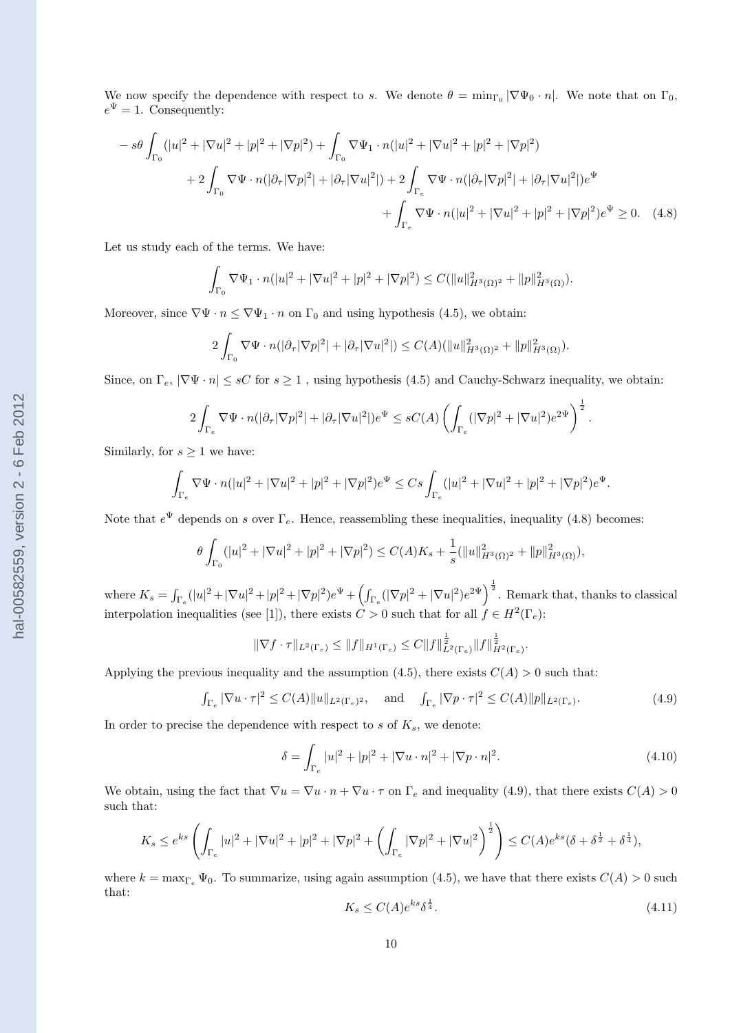We now specify the dependence with respect to $s$. We denote $\theta = \min_{\Gamma_0} |\nabla\Psi_0 \cdot n|$. We note that on $\Gamma_0$, $e^{\Psi} = 1$. Consequently:

$$
\begin{aligned}
-s\theta \int_{\Gamma_0} (|u|^2 + |\nabla u|^2 + |p|^2 + |\nabla p|^2) + \int_{\Gamma_0} \nabla\Psi_1 \cdot n(|u|^2 + |\nabla u|^2 + |p|^2 + |\nabla p|^2) \\
+ 2\int_{\Gamma_0} \nabla\Psi \cdot n(|\partial_\tau |\nabla p|^2| + |\partial_\tau |\nabla u|^2|) + 2\int_{\Gamma_e} \nabla\Psi \cdot n(|\partial_\tau |\nabla p|^2| + |\partial_\tau |\nabla u|^2|)e^{\Psi} \\
+ \int_{\Gamma_e} \nabla\Psi \cdot n(|u|^2 + |\nabla u|^2 + |p|^2 + |\nabla p|^2)e^{\Psi} \geq 0. \quad (4.8)
\end{aligned}
$$

Let us study each of the terms. We have:

$$
\int_{\Gamma_0} \nabla\Psi_1 \cdot n(|u|^2 + |\nabla u|^2 + |p|^2 + |\nabla p|^2) \leq C(\|u\|^2_{H^3(\Omega)^2} + \|p\|^2_{H^3(\Omega)}).
$$

Moreover, since $\nabla\Psi \cdot n \leq \nabla\Psi_1 \cdot n$ on $\Gamma_0$ and using hypothesis (4.5), we obtain:

$$
2\int_{\Gamma_0} \nabla\Psi \cdot n(|\partial_\tau |\nabla p|^2| + |\partial_\tau |\nabla u|^2|) \leq C(A)(\|u\|^2_{H^3(\Omega)^2} + \|p\|^2_{H^3(\Omega)}).
$$

Since, on $\Gamma_e$, $|\nabla\Psi \cdot n| \leq sC$ for $s \geq 1$ , using hypothesis (4.5) and Cauchy-Schwarz inequality, we obtain:

$$
2\int_{\Gamma_e} \nabla\Psi \cdot n(|\partial_\tau |\nabla p|^2| + |\partial_\tau |\nabla u|^2|)e^{\Psi} \leq sC(A)\left(\int_{\Gamma_e} (|\nabla p|^2 + |\nabla u|^2)e^{2\Psi}\right)^{\frac{1}{2}}.
$$

Similarly, for $s \geq 1$ we have:

$$
\int_{\Gamma_e} \nabla\Psi \cdot n(|u|^2 + |\nabla u|^2 + |p|^2 + |\nabla p|^2)e^{\Psi} \leq Cs\int_{\Gamma_e} (|u|^2 + |\nabla u|^2 + |p|^2 + |\nabla p|^2)e^{\Psi}.
$$

Note that $e^{\Psi}$ depends on $s$ over $\Gamma_e$. Hence, reassembling these inequalities, inequality (4.8) becomes:

$$
\theta\int_{\Gamma_0} (|u|^2 + |\nabla u|^2 + |p|^2 + |\nabla p|^2) \leq C(A)K_s + \frac{1}{s}(\|u\|^2_{H^3(\Omega)^2} + \|p\|^2_{H^3(\Omega)}),
$$

where $K_s = \int_{\Gamma_e}(|u|^2 + |\nabla u|^2 + |p|^2 + |\nabla p|^2)e^{\Psi} + \left(\int_{\Gamma_e}(|\nabla p|^2 + |\nabla u|^2)e^{2\Psi}\right)^{\frac{1}{2}}$. Remark that, thanks to classical interpolation inequalities (see [1]), there exists $C > 0$ such that for all $f \in H^2(\Gamma_e)$:

$$
\|\nabla f \cdot \tau\|_{L^2(\Gamma_e)} \leq \|f\|_{H^1(\Gamma_e)} \leq C\|f\|^{\frac{1}{2}}_{L^2(\Gamma_e)}\|f\|^{\frac{1}{2}}_{H^2(\Gamma_e)}.
$$

Applying the previous inequality and the assumption (4.5), there exists $C(A) > 0$ such that:

$$
\int_{\Gamma_e} |\nabla u \cdot \tau|^2 \leq C(A)\|u\|_{L^2(\Gamma_e)^2}, \quad \text{and} \quad \int_{\Gamma_e} |\nabla p \cdot \tau|^2 \leq C(A)\|p\|_{L^2(\Gamma_e)}. \quad (4.9)
$$

In order to precise the dependence with respect to $s$ of $K_s$, we denote:

$$
\delta = \int_{\Gamma_e} |u|^2 + |p|^2 + |\nabla u \cdot n|^2 + |\nabla p \cdot n|^2. \quad (4.10)
$$

We obtain, using the fact that $\nabla u = \nabla u \cdot n + \nabla u \cdot \tau$ on $\Gamma_e$ and inequality (4.9), that there exists $C(A) > 0$ such that:

$$
K_s \leq e^{ks}\left(\int_{\Gamma_e} |u|^2 + |\nabla u|^2 + |p|^2 + |\nabla p|^2 + \left(\int_{\Gamma_e} |\nabla p|^2 + |\nabla u|^2\right)^{\frac{1}{2}}\right) \leq C(A)e^{ks}(\delta + \delta^{\frac{1}{2}} + \delta^{\frac{1}{4}}),
$$

where $k = \max_{\Gamma_e} \Psi_0$. To summarize, using again assumption (4.5), we have that there exists $C(A) > 0$ such that:

$$
K_s \leq C(A)e^{ks}\delta^{\frac{1}{4}}. \quad (4.11)
$$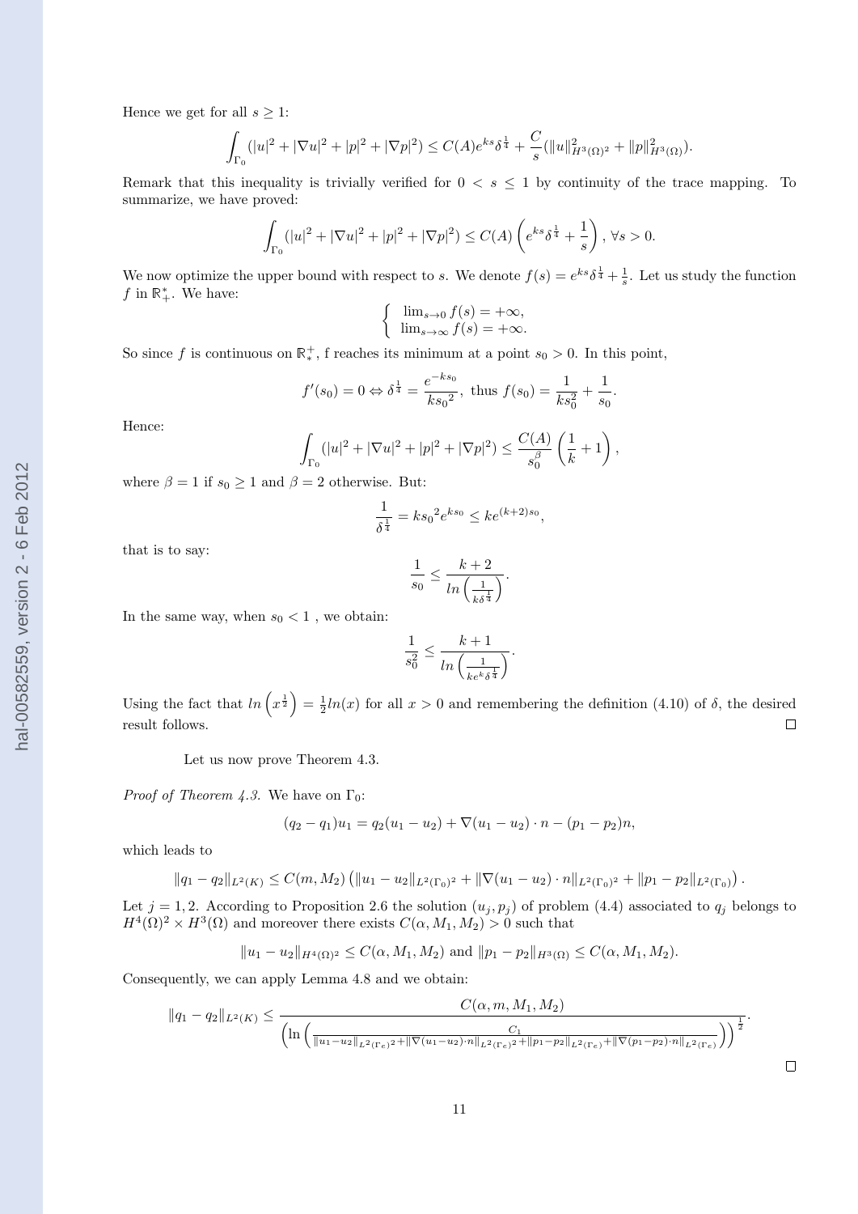Hence we get for all $s \geq 1$:

$$\int_{\Gamma_0} (|u|^2 + |\nabla u|^2 + |p|^2 + |\nabla p|^2) \leq C(A) e^{ks} \delta^{\frac{1}{4}} + \frac{C}{s} (\|u\|^2_{H^3(\Omega)^2} + \|p\|^2_{H^3(\Omega)}).$$

Remark that this inequality is trivially verified for $0 < s \leq 1$ by continuity of the trace mapping. To summarize, we have proved:

$$\int_{\Gamma_0} (|u|^2 + |\nabla u|^2 + |p|^2 + |\nabla p|^2) \leq C(A) \left( e^{ks} \delta^{\frac{1}{4}} + \frac{1}{s} \right), \ \forall s > 0.$$

We now optimize the upper bound with respect to $s$. We denote $f(s) = e^{ks} \delta^{\frac{1}{4}} + \frac{1}{s}$. Let us study the function $f$ in $\mathbb{R}_+^*$. We have:

$$\begin{cases} \lim_{s \to 0} f(s) = +\infty, \\ \lim_{s \to \infty} f(s) = +\infty. \end{cases}$$

So since $f$ is continuous on $\mathbb{R}_*^+$, f reaches its minimum at a point $s_0 > 0$. In this point,

$$f'(s_0) = 0 \Leftrightarrow \delta^{\frac{1}{4}} = \frac{e^{-ks_0}}{k{s_0}^2}, \text{ thus } f(s_0) = \frac{1}{ks_0^2} + \frac{1}{s_0}.$$

Hence:

$$\int_{\Gamma_0} (|u|^2 + |\nabla u|^2 + |p|^2 + |\nabla p|^2) \leq \frac{C(A)}{s_0^\beta} \left( \frac{1}{k} + 1 \right),$$

where $\beta = 1$ if $s_0 \geq 1$ and $\beta = 2$ otherwise. But:

$$\frac{1}{\delta^{\frac{1}{4}}} = k{s_0}^2 e^{ks_0} \leq k e^{(k+2)s_0},$$

that is to say:

$$\frac{1}{s_0} \leq \frac{k+2}{ln\left( \frac{1}{k\delta^{\frac{1}{4}}} \right)}.$$

In the same way, when $s_0 < 1$ , we obtain:

$$\frac{1}{s_0^2} \leq \frac{k+1}{ln\left( \frac{1}{ke^k\delta^{\frac{1}{4}}} \right)}.$$

Using the fact that $ln\left(x^{\frac{1}{2}}\right) = \frac{1}{2} ln(x)$ for all $x > 0$ and remembering the definition (4.10) of $\delta$, the desired result follows. $\square$

Let us now prove Theorem 4.3.

*Proof of Theorem 4.3.* We have on $\Gamma_0$:

$$(q_2 - q_1) u_1 = q_2 (u_1 - u_2) + \nabla (u_1 - u_2) \cdot n - (p_1 - p_2) n,$$

which leads to

$$\|q_1 - q_2\|_{L^2(K)} \leq C(m, M_2) \left( \|u_1 - u_2\|_{L^2(\Gamma_0)^2} + \|\nabla (u_1 - u_2) \cdot n\|_{L^2(\Gamma_0)^2} + \|p_1 - p_2\|_{L^2(\Gamma_0)} \right).$$

Let $j = 1, 2$. According to Proposition 2.6 the solution $(u_j, p_j)$ of problem (4.4) associated to $q_j$ belongs to $H^4(\Omega)^2 \times H^3(\Omega)$ and moreover there exists $C(\alpha, M_1, M_2) > 0$ such that

$$\|u_1 - u_2\|_{H^4(\Omega)^2} \leq C(\alpha, M_1, M_2) \text{ and } \|p_1 - p_2\|_{H^3(\Omega)} \leq C(\alpha, M_1, M_2).$$

Consequently, we can apply Lemma 4.8 and we obtain:

$$\|q_1 - q_2\|_{L^2(K)} \leq \frac{C(\alpha, m, M_1, M_2)}{\left( \ln \left( \frac{C_1}{\|u_1 - u_2\|_{L^2(\Gamma_e)^2} + \|\nabla (u_1 - u_2) \cdot n\|_{L^2(\Gamma_e)^2} + \|p_1 - p_2\|_{L^2(\Gamma_e)} + \|\nabla (p_1 - p_2) \cdot n\|_{L^2(\Gamma_e)}} \right) \right)^{\frac{1}{2}}}.$$

$\square$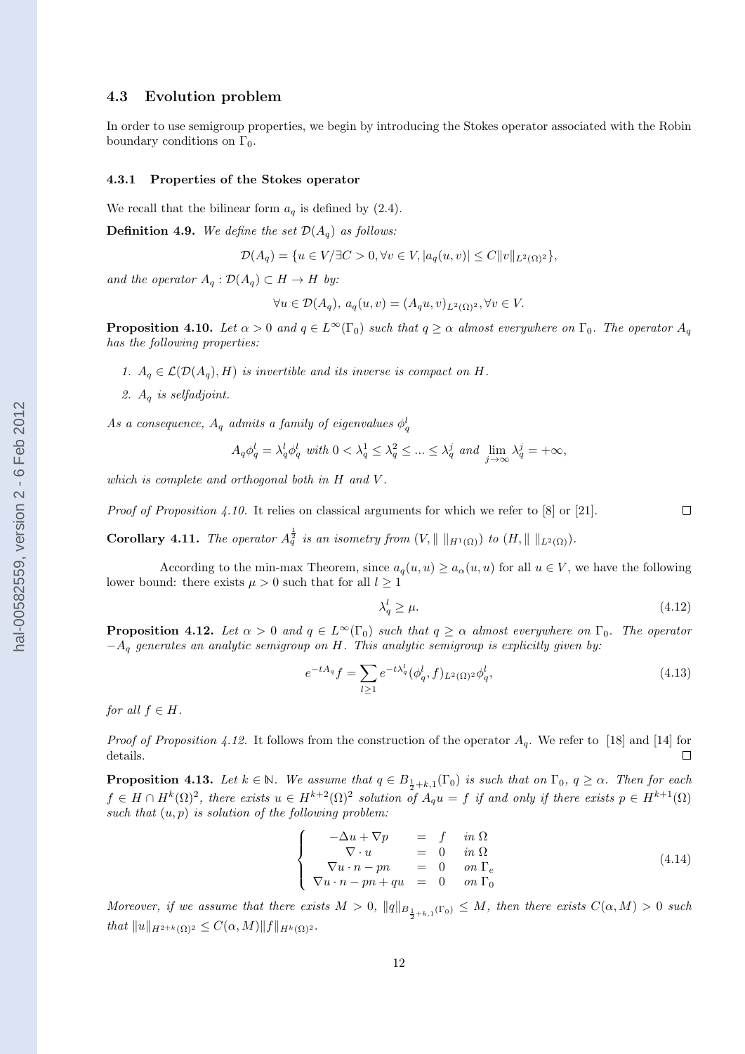### 4.3 Evolution problem

In order to use semigroup properties, we begin by introducing the Stokes operator associated with the Robin boundary conditions on $\Gamma_0$.

#### 4.3.1 Properties of the Stokes operator

We recall that the bilinear form $a_q$ is defined by (2.4).

**Definition 4.9.** *We define the set $\mathcal{D}(A_q)$ as follows:*

$$\mathcal{D}(A_q) = \{u \in V / \exists C > 0, \forall v \in V, |a_q(u,v)| \leq C \|v\|_{L^2(\Omega)^2}\},$$

*and the operator $A_q : \mathcal{D}(A_q) \subset H \to H$ by:*

$$\forall u \in \mathcal{D}(A_q),\ a_q(u,v) = (A_q u, v)_{L^2(\Omega)^2}, \forall v \in V.$$

**Proposition 4.10.** *Let $\alpha > 0$ and $q \in L^\infty(\Gamma_0)$ such that $q \geq \alpha$ almost everywhere on $\Gamma_0$. The operator $A_q$ has the following properties:*

1. *$A_q \in \mathcal{L}(\mathcal{D}(A_q), H)$ is invertible and its inverse is compact on $H$.*
2. *$A_q$ is selfadjoint.*

*As a consequence, $A_q$ admits a family of eigenvalues $\phi_q^l$*

$$A_q \phi_q^l = \lambda_q^l \phi_q^l \text{ with } 0 < \lambda_q^1 \leq \lambda_q^2 \leq \ldots \leq \lambda_q^j \text{ and } \lim_{j \to \infty} \lambda_q^j = +\infty,$$

*which is complete and orthogonal both in $H$ and $V$.*

*Proof of Proposition 4.10.* It relies on classical arguments for which we refer to [8] or [21]. $\square$

**Corollary 4.11.** *The operator $A_q^{\frac{1}{2}}$ is an isometry from $(V, \| \ \|_{H^1(\Omega)})$ to $(H, \| \ \|_{L^2(\Omega)})$.*

According to the min-max Theorem, since $a_q(u,u) \geq a_\alpha(u,u)$ for all $u \in V$, we have the following lower bound: there exists $\mu > 0$ such that for all $l \geq 1$

$$\lambda_q^l \geq \mu. \tag{4.12}$$

**Proposition 4.12.** *Let $\alpha > 0$ and $q \in L^\infty(\Gamma_0)$ such that $q \geq \alpha$ almost everywhere on $\Gamma_0$. The operator $-A_q$ generates an analytic semigroup on $H$. This analytic semigroup is explicitly given by:*

$$e^{-tA_q} f = \sum_{l \geq 1} e^{-t\lambda_q^l} (\phi_q^l, f)_{L^2(\Omega)^2} \phi_q^l, \tag{4.13}$$

*for all $f \in H$.*

*Proof of Proposition 4.12.* It follows from the construction of the operator $A_q$. We refer to [18] and [14] for details. $\square$

**Proposition 4.13.** *Let $k \in \mathbb{N}$. We assume that $q \in B_{\frac{1}{2}+k,1}(\Gamma_0)$ is such that on $\Gamma_0$, $q \geq \alpha$. Then for each $f \in H \cap H^k(\Omega)^2$, there exists $u \in H^{k+2}(\Omega)^2$ solution of $A_q u = f$ if and only if there exists $p \in H^{k+1}(\Omega)$ such that $(u,p)$ is solution of the following problem:*

$$\left\{ \begin{array}{rcll} -\Delta u + \nabla p & = & f & \text{in } \Omega \\ \nabla \cdot u & = & 0 & \text{in } \Omega \\ \nabla u \cdot n - pn & = & 0 & \text{on } \Gamma_e \\ \nabla u \cdot n - pn + qu & = & 0 & \text{on } \Gamma_0 \end{array} \right. \tag{4.14}$$

*Moreover, if we assume that there exists $M > 0$, $\|q\|_{B_{\frac{1}{2}+k,1}(\Gamma_0)} \leq M$, then there exists $C(\alpha, M) > 0$ such that $\|u\|_{H^{2+k}(\Omega)^2} \leq C(\alpha, M) \|f\|_{H^k(\Omega)^2}$.*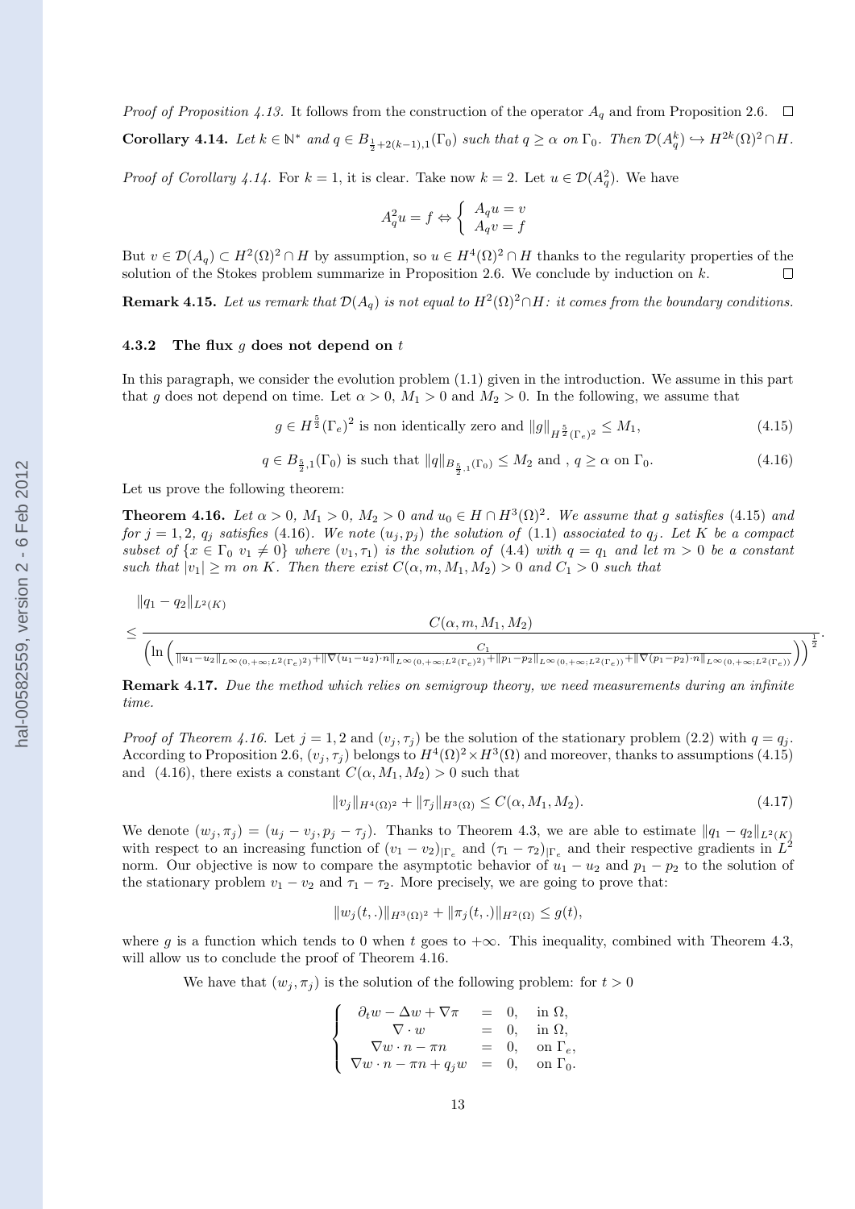*Proof of Proposition 4.13.* It follows from the construction of the operator $A_q$ and from Proposition 2.6. □

**Corollary 4.14.** *Let $k \in \mathbb{N}^*$ and $q \in B_{\frac{1}{2}+2(k-1),1}(\Gamma_0)$ such that $q \geq \alpha$ on $\Gamma_0$. Then $\mathcal{D}(A_q^k) \hookrightarrow H^{2k}(\Omega)^2 \cap H$.*

*Proof of Corollary 4.14.* For $k=1$, it is clear. Take now $k=2$. Let $u \in \mathcal{D}(A_q^2)$. We have

$$A_q^2 u = f \Leftrightarrow \left\{ \begin{array}{l} A_q u = v \\ A_q v = f \end{array} \right.$$

But $v \in \mathcal{D}(A_q) \subset H^2(\Omega)^2 \cap H$ by assumption, so $u \in H^4(\Omega)^2 \cap H$ thanks to the regularity properties of the solution of the Stokes problem summarize in Proposition 2.6. We conclude by induction on $k$. □

**Remark 4.15.** *Let us remark that $\mathcal{D}(A_q)$ is not equal to $H^2(\Omega)^2 \cap H$: it comes from the boundary conditions.*

### 4.3.2 The flux $g$ does not depend on $t$

In this paragraph, we consider the evolution problem (1.1) given in the introduction. We assume in this part that $g$ does not depend on time. Let $\alpha > 0$, $M_1 > 0$ and $M_2 > 0$. In the following, we assume that

$$g \in H^{\frac{5}{2}}(\Gamma_e)^2 \text{ is non identically zero and } \|g\|_{H^{\frac{5}{2}}(\Gamma_e)^2} \leq M_1, \tag{4.15}$$

$$q \in B_{\frac{5}{2},1}(\Gamma_0) \text{ is such that } \|q\|_{B_{\frac{5}{2},1}(\Gamma_0)} \leq M_2 \text{ and , } q \geq \alpha \text{ on } \Gamma_0. \tag{4.16}$$

Let us prove the following theorem:

**Theorem 4.16.** *Let $\alpha > 0$, $M_1 > 0$, $M_2 > 0$ and $u_0 \in H \cap H^3(\Omega)^2$. We assume that $g$ satisfies (4.15) and for $j = 1, 2$, $q_j$ satisfies (4.16). We note $(u_j, p_j)$ the solution of (1.1) associated to $q_j$. Let $K$ be a compact subset of $\{x \in \Gamma_0 \ v_1 \neq 0\}$ where $(v_1, \tau_1)$ is the solution of (4.4) with $q = q_1$ and let $m > 0$ be a constant such that $|v_1| \geq m$ on $K$. Then there exist $C(\alpha, m, M_1, M_2) > 0$ and $C_1 > 0$ such that*

$$\|q_1 - q_2\|_{L^2(K)}$$
$$\leq \frac{C(\alpha, m, M_1, M_2)}{\left(\ln\left(\frac{C_1}{\|u_1-u_2\|_{L^\infty(0,+\infty;L^2(\Gamma_e)^2)}+\|\nabla(u_1-u_2)\cdot n\|_{L^\infty(0,+\infty;L^2(\Gamma_e)^2)}+\|p_1-p_2\|_{L^\infty(0,+\infty;L^2(\Gamma_e))}+\|\nabla(p_1-p_2)\cdot n\|_{L^\infty(0,+\infty;L^2(\Gamma_e))}}\right)\right)^{\frac{1}{2}}}.$$

**Remark 4.17.** *Due the method which relies on semigroup theory, we need measurements during an infinite time.*

*Proof of Theorem 4.16.* Let $j = 1, 2$ and $(v_j, \tau_j)$ be the solution of the stationary problem (2.2) with $q = q_j$. According to Proposition 2.6, $(v_j, \tau_j)$ belongs to $H^4(\Omega)^2 \times H^3(\Omega)$ and moreover, thanks to assumptions (4.15) and (4.16), there exists a constant $C(\alpha, M_1, M_2) > 0$ such that

$$\|v_j\|_{H^4(\Omega)^2} + \|\tau_j\|_{H^3(\Omega)} \leq C(\alpha, M_1, M_2). \tag{4.17}$$

We denote $(w_j, \pi_j) = (u_j - v_j, p_j - \tau_j)$. Thanks to Theorem 4.3, we are able to estimate $\|q_1 - q_2\|_{L^2(K)}$ with respect to an increasing function of $(v_1 - v_2)_{|\Gamma_e}$ and $(\tau_1 - \tau_2)_{|\Gamma_e}$ and their respective gradients in $L^2$ norm. Our objective is now to compare the asymptotic behavior of $u_1 - u_2$ and $p_1 - p_2$ to the solution of the stationary problem $v_1 - v_2$ and $\tau_1 - \tau_2$. More precisely, we are going to prove that:

$$\|w_j(t, .)\|_{H^3(\Omega)^2} + \|\pi_j(t, .)\|_{H^2(\Omega)} \leq g(t),$$

where $g$ is a function which tends to 0 when $t$ goes to $+\infty$. This inequality, combined with Theorem 4.3, will allow us to conclude the proof of Theorem 4.16.

We have that $(w_j, \pi_j)$ is the solution of the following problem: for $t > 0$

$$\left\{ \begin{array}{rcll} \partial_t w - \Delta w + \nabla \pi & = & 0, & \text{in } \Omega, \\ \nabla \cdot w & = & 0, & \text{in } \Omega, \\ \nabla w \cdot n - \pi n & = & 0, & \text{on } \Gamma_e, \\ \nabla w \cdot n - \pi n + q_j w & = & 0, & \text{on } \Gamma_0. \end{array} \right.$$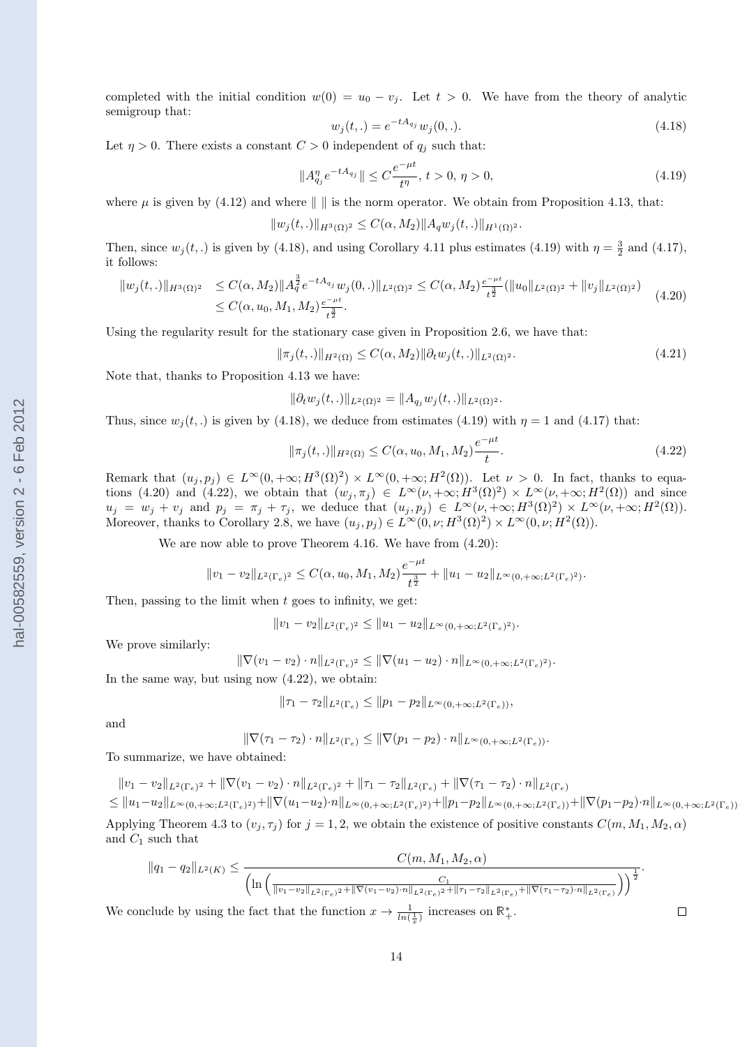completed with the initial condition $w(0) = u_0 - v_j$. Let $t > 0$. We have from the theory of analytic semigroup that:

$$w_j(t,.) = e^{-tA_{q_j}} w_j(0,.). \tag{4.18}$$

Let $\eta > 0$. There exists a constant $C > 0$ independent of $q_j$ such that:

$$\|A_{q_j}^{\eta} e^{-tA_{q_j}}\| \leq C \frac{e^{-\mu t}}{t^{\eta}},\ t > 0,\ \eta > 0, \tag{4.19}$$

where $\mu$ is given by (4.12) and where $\| \ \|$ is the norm operator. We obtain from Proposition 4.13, that:

$$\|w_j(t,.)\|_{H^3(\Omega)^2} \leq C(\alpha, M_2)\|A_q w_j(t,.)\|_{H^1(\Omega)^2}.$$

Then, since $w_j(t,.)$ is given by (4.18), and using Corollary 4.11 plus estimates (4.19) with $\eta = \frac{3}{2}$ and (4.17), it follows:

$$\begin{aligned} \|w_j(t,.)\|_{H^3(\Omega)^2} &\leq C(\alpha, M_2)\|A_q^{\frac{3}{2}} e^{-tA_{q_j}} w_j(0,.)\|_{L^2(\Omega)^2} \leq C(\alpha, M_2)\frac{e^{-\mu t}}{t^{\frac{3}{2}}}(\|u_0\|_{L^2(\Omega)^2} + \|v_j\|_{L^2(\Omega)^2}) \\ &\leq C(\alpha, u_0, M_1, M_2)\frac{e^{-\mu t}}{t^{\frac{3}{2}}}. \end{aligned} \tag{4.20}$$

Using the regularity result for the stationary case given in Proposition 2.6, we have that:

$$\|\pi_j(t,.)\|_{H^2(\Omega)} \leq C(\alpha, M_2)\|\partial_t w_j(t,.)\|_{L^2(\Omega)^2}. \tag{4.21}$$

Note that, thanks to Proposition 4.13 we have:

$$\|\partial_t w_j(t,.)\|_{L^2(\Omega)^2} = \|A_{q_j} w_j(t,.)\|_{L^2(\Omega)^2}.$$

Thus, since $w_j(t,.)$ is given by (4.18), we deduce from estimates (4.19) with $\eta = 1$ and (4.17) that:

$$\|\pi_j(t,.)\|_{H^2(\Omega)} \leq C(\alpha, u_0, M_1, M_2)\frac{e^{-\mu t}}{t}. \tag{4.22}$$

Remark that $(u_j, p_j) \in L^\infty(0, +\infty; H^3(\Omega)^2) \times L^\infty(0, +\infty; H^2(\Omega))$. Let $\nu > 0$. In fact, thanks to equations (4.20) and (4.22), we obtain that $(w_j, \pi_j) \in L^\infty(\nu, +\infty; H^3(\Omega)^2) \times L^\infty(\nu, +\infty; H^2(\Omega))$ and since $u_j = w_j + v_j$ and $p_j = \pi_j + \tau_j$, we deduce that $(u_j, p_j) \in L^\infty(\nu, +\infty; H^3(\Omega)^2) \times L^\infty(\nu, +\infty; H^2(\Omega))$. Moreover, thanks to Corollary 2.8, we have $(u_j, p_j) \in L^\infty(0, \nu; H^3(\Omega)^2) \times L^\infty(0, \nu; H^2(\Omega))$.

We are now able to prove Theorem 4.16. We have from (4.20):

$$\|v_1 - v_2\|_{L^2(\Gamma_e)^2} \leq C(\alpha, u_0, M_1, M_2)\frac{e^{-\mu t}}{t^{\frac{3}{2}}} + \|u_1 - u_2\|_{L^\infty(0,+\infty; L^2(\Gamma_e)^2)}.$$

Then, passing to the limit when $t$ goes to infinity, we get:

$$\|v_1 - v_2\|_{L^2(\Gamma_e)^2} \leq \|u_1 - u_2\|_{L^\infty(0,+\infty; L^2(\Gamma_e)^2)}.$$

We prove similarly:

$$\|\nabla(v_1 - v_2)\cdot n\|_{L^2(\Gamma_e)^2} \leq \|\nabla(u_1 - u_2)\cdot n\|_{L^\infty(0,+\infty; L^2(\Gamma_e)^2)}.$$

In the same way, but using now (4.22), we obtain:

$$\|\tau_1 - \tau_2\|_{L^2(\Gamma_e)} \leq \|p_1 - p_2\|_{L^\infty(0,+\infty; L^2(\Gamma_e))},$$

and

$$\|\nabla(\tau_1 - \tau_2)\cdot n\|_{L^2(\Gamma_e)} \leq \|\nabla(p_1 - p_2)\cdot n\|_{L^\infty(0,+\infty; L^2(\Gamma_e))}.$$

To summarize, we have obtained:

$$\begin{aligned} &\|v_1 - v_2\|_{L^2(\Gamma_e)^2} + \|\nabla(v_1 - v_2)\cdot n\|_{L^2(\Gamma_e)^2} + \|\tau_1 - \tau_2\|_{L^2(\Gamma_e)} + \|\nabla(\tau_1 - \tau_2)\cdot n\|_{L^2(\Gamma_e)} \\ &\leq \|u_1 - u_2\|_{L^\infty(0,+\infty; L^2(\Gamma_e)^2)} + \|\nabla(u_1 - u_2)\cdot n\|_{L^\infty(0,+\infty; L^2(\Gamma_e)^2)} + \|p_1 - p_2\|_{L^\infty(0,+\infty; L^2(\Gamma_e))} + \|\nabla(p_1 - p_2)\cdot n\|_{L^\infty(0,+\infty; L^2(\Gamma_e))}. \end{aligned}$$

Applying Theorem 4.3 to $(v_j, \tau_j)$ for $j = 1, 2$, we obtain the existence of positive constants $C(m, M_1, M_2, \alpha)$ and $C_1$ such that

$$\|q_1 - q_2\|_{L^2(K)} \leq \frac{C(m, M_1, M_2, \alpha)}{\left(\ln\left(\frac{C_1}{\|v_1 - v_2\|_{L^2(\Gamma_e)^2} + \|\nabla(v_1 - v_2)\cdot n\|_{L^2(\Gamma_e)^2} + \|\tau_1 - \tau_2\|_{L^2(\Gamma_e)} + \|\nabla(\tau_1 - \tau_2)\cdot n\|_{L^2(\Gamma_e)}}\right)\right)^{\frac{1}{2}}}.$$

We conclude by using the fact that the function $x \to \frac{1}{ln(\frac{1}{x})}$ increases on $\mathbb{R}_+^*$. $\square$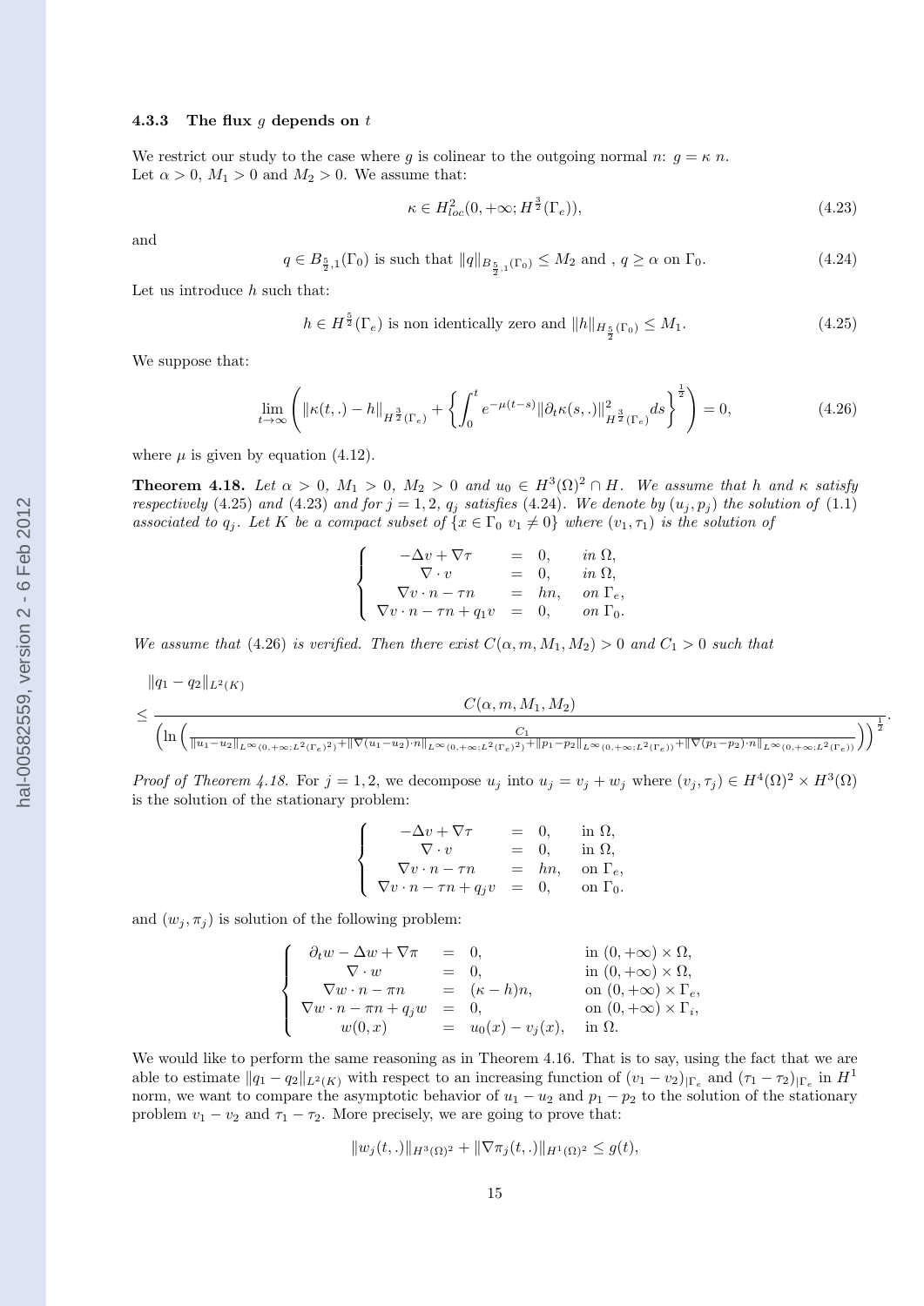#### 4.3.3 The flux $g$ depends on $t$

We restrict our study to the case where $g$ is colinear to the outgoing normal $n$: $g = \kappa\ n$.
Let $\alpha > 0$, $M_1 > 0$ and $M_2 > 0$. We assume that:

$$\kappa \in H^2_{loc}(0, +\infty; H^{\frac{3}{2}}(\Gamma_e)), \tag{4.23}$$

and

$$q \in B_{\frac{5}{2},1}(\Gamma_0) \text{ is such that } \|q\|_{B_{\frac{5}{2},1}(\Gamma_0)} \leq M_2 \text{ and , } q \geq \alpha \text{ on } \Gamma_0. \tag{4.24}$$

Let us introduce $h$ such that:

$$h \in H^{\frac{5}{2}}(\Gamma_e) \text{ is non identically zero and } \|h\|_{H_{\frac{5}{2}}(\Gamma_0)} \leq M_1. \tag{4.25}$$

We suppose that:

$$\lim_{t\to\infty} \left( \|\kappa(t,.) - h\|_{H^{\frac{3}{2}}(\Gamma_e)} + \left\{ \int_0^t e^{-\mu(t-s)} \|\partial_t \kappa(s,.)\|^2_{H^{\frac{3}{2}}(\Gamma_e)} ds \right\}^{\frac{1}{2}} \right) = 0, \tag{4.26}$$

where $\mu$ is given by equation (4.12).

**Theorem 4.18.** *Let $\alpha > 0$, $M_1 > 0$, $M_2 > 0$ and $u_0 \in H^3(\Omega)^2 \cap H$. We assume that $h$ and $\kappa$ satisfy respectively (4.25) and (4.23) and for $j = 1, 2$, $q_j$ satisfies (4.24). We denote by $(u_j, p_j)$ the solution of (1.1) associated to $q_j$. Let $K$ be a compact subset of $\{x \in \Gamma_0\ v_1 \neq 0\}$ where $(v_1, \tau_1)$ is the solution of*

$$\left\{ \begin{array}{rcll} -\Delta v + \nabla \tau &=& 0, & \text{in } \Omega, \\ \nabla \cdot v &=& 0, & \text{in } \Omega, \\ \nabla v \cdot n - \tau n &=& hn, & \text{on } \Gamma_e, \\ \nabla v \cdot n - \tau n + q_1 v &=& 0, & \text{on } \Gamma_0. \end{array} \right.$$

*We assume that (4.26) is verified. Then there exist $C(\alpha, m, M_1, M_2) > 0$ and $C_1 > 0$ such that*

$$\|q_1 - q_2\|_{L^2(K)}$$
$$\leq \frac{C(\alpha, m, M_1, M_2)}{\left( \ln \left( \frac{C_1}{\|u_1 - u_2\|_{L^\infty(0,+\infty;L^2(\Gamma_e)^2)} + \|\nabla(u_1 - u_2)\cdot n\|_{L^\infty(0,+\infty;L^2(\Gamma_e)^2)} + \|p_1 - p_2\|_{L^\infty(0,+\infty;L^2(\Gamma_e))} + \|\nabla(p_1 - p_2)\cdot n\|_{L^\infty(0,+\infty;L^2(\Gamma_e))}} \right) \right)^{\frac{1}{2}}}.$$

*Proof of Theorem 4.18.* For $j = 1, 2$, we decompose $u_j$ into $u_j = v_j + w_j$ where $(v_j, \tau_j) \in H^4(\Omega)^2 \times H^3(\Omega)$ is the solution of the stationary problem:

$$\left\{ \begin{array}{rcll} -\Delta v + \nabla \tau &=& 0, & \text{in } \Omega, \\ \nabla \cdot v &=& 0, & \text{in } \Omega, \\ \nabla v \cdot n - \tau n &=& hn, & \text{on } \Gamma_e, \\ \nabla v \cdot n - \tau n + q_j v &=& 0, & \text{on } \Gamma_0. \end{array} \right.$$

and $(w_j, \pi_j)$ is solution of the following problem:

$$\left\{ \begin{array}{rcll} \partial_t w - \Delta w + \nabla \pi &=& 0, & \text{in } (0, +\infty) \times \Omega, \\ \nabla \cdot w &=& 0, & \text{in } (0, +\infty) \times \Omega, \\ \nabla w \cdot n - \pi n &=& (\kappa - h)n, & \text{on } (0, +\infty) \times \Gamma_e, \\ \nabla w \cdot n - \pi n + q_j w &=& 0, & \text{on } (0, +\infty) \times \Gamma_i, \\ w(0, x) &=& u_0(x) - v_j(x), & \text{in } \Omega. \end{array} \right.$$

We would like to perform the same reasoning as in Theorem 4.16. That is to say, using the fact that we are able to estimate $\|q_1 - q_2\|_{L^2(K)}$ with respect to an increasing function of $(v_1 - v_2)_{|\Gamma_e}$ and $(\tau_1 - \tau_2)_{|\Gamma_e}$ in $H^1$ norm, we want to compare the asymptotic behavior of $u_1 - u_2$ and $p_1 - p_2$ to the solution of the stationary problem $v_1 - v_2$ and $\tau_1 - \tau_2$. More precisely, we are going to prove that:

$$\|w_j(t,.)\|_{H^3(\Omega)^2} + \|\nabla \pi_j(t,.)\|_{H^1(\Omega)^2} \leq g(t),$$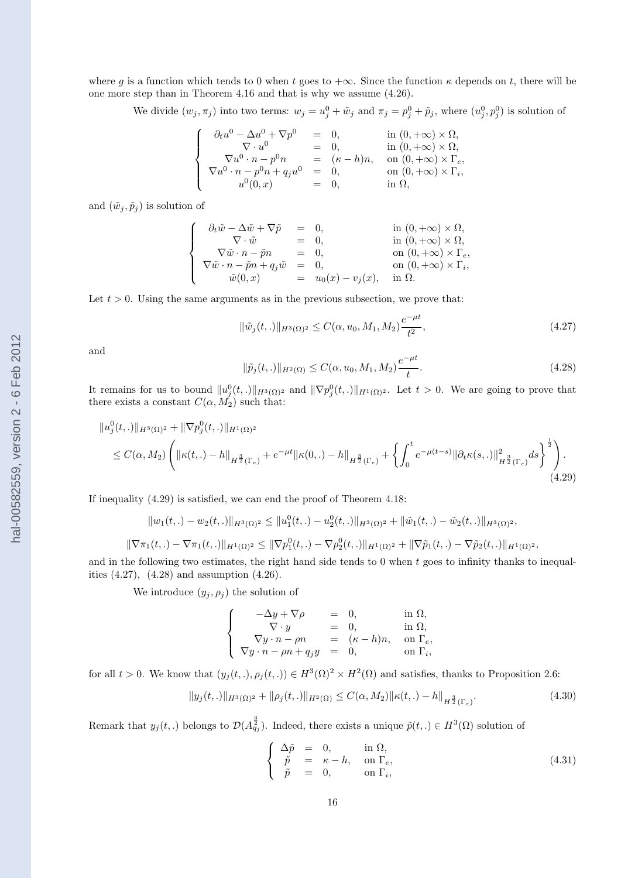where $g$ is a function which tends to 0 when $t$ goes to $+\infty$. Since the function $\kappa$ depends on $t$, there will be one more step than in Theorem 4.16 and that is why we assume (4.26).

We divide $(w_j, \pi_j)$ into two terms: $w_j = u_j^0 + \tilde{w}_j$ and $\pi_j = p_j^0 + \tilde{p}_j$, where $(u_j^0, p_j^0)$ is solution of

$$\left\{ \begin{array}{rcll} \partial_t u^0 - \Delta u^0 + \nabla p^0 & = & 0, & \text{in } (0,+\infty) \times \Omega, \\ \nabla \cdot u^0 & = & 0, & \text{in } (0,+\infty) \times \Omega, \\ \nabla u^0 \cdot n - p^0 n & = & (\kappa - h) n, & \text{on } (0,+\infty) \times \Gamma_e, \\ \nabla u^0 \cdot n - p^0 n + q_j u^0 & = & 0, & \text{on } (0,+\infty) \times \Gamma_i, \\ u^0(0,x) & = & 0, & \text{in } \Omega, \end{array} \right.$$

and $(\tilde{w}_j, \tilde{p}_j)$ is solution of

$$\left\{ \begin{array}{rcll} \partial_t \tilde{w} - \Delta \tilde{w} + \nabla \tilde{p} & = & 0, & \text{in } (0,+\infty) \times \Omega, \\ \nabla \cdot \tilde{w} & = & 0, & \text{in } (0,+\infty) \times \Omega, \\ \nabla \tilde{w} \cdot n - \tilde{p} n & = & 0, & \text{on } (0,+\infty) \times \Gamma_e, \\ \nabla \tilde{w} \cdot n - \tilde{p} n + q_j \tilde{w} & = & 0, & \text{on } (0,+\infty) \times \Gamma_i, \\ \tilde{w}(0,x) & = & u_0(x) - v_j(x), & \text{in } \Omega. \end{array} \right.$$

Let $t > 0$. Using the same arguments as in the previous subsection, we prove that:

$$\|\tilde{w}_j(t,.)\|_{H^3(\Omega)^2} \leq C(\alpha, u_0, M_1, M_2) \frac{e^{-\mu t}}{t^2}, \tag{4.27}$$

and

$$\|\tilde{p}_j(t,.)\|_{H^2(\Omega)} \leq C(\alpha, u_0, M_1, M_2) \frac{e^{-\mu t}}{t}. \tag{4.28}$$

It remains for us to bound $\|u_j^0(t,.)\|_{H^3(\Omega)^2}$ and $\|\nabla p_j^0(t,.)\|_{H^1(\Omega)^2}$. Let $t > 0$. We are going to prove that there exists a constant $C(\alpha, M_2)$ such that:

$$\begin{aligned} &\|u_j^0(t,.)\|_{H^3(\Omega)^2} + \|\nabla p_j^0(t,.)\|_{H^1(\Omega)^2} \\ &\leq C(\alpha, M_2) \left( \|\kappa(t,.) - h\|_{H^{\frac{3}{2}}(\Gamma_e)} + e^{-\mu t} \|\kappa(0,.) - h\|_{H^{\frac{3}{2}}(\Gamma_e)} + \left\{ \int_0^t e^{-\mu(t-s)} \|\partial_t \kappa(s,.)\|^2_{H^{\frac{3}{2}}(\Gamma_e)} ds \right\}^{\frac{1}{2}} \right). \end{aligned} \tag{4.29}$$

If inequality (4.29) is satisfied, we can end the proof of Theorem 4.18:

$$\|w_1(t,.) - w_2(t,.)\|_{H^3(\Omega)^2} \leq \|u_1^0(t,.) - u_2^0(t,.)\|_{H^3(\Omega)^2} + \|\tilde{w}_1(t,.) - \tilde{w}_2(t,.)\|_{H^3(\Omega)^2},$$

$$\|\nabla \pi_1(t,.) - \nabla \pi_1(t,.)\|_{H^1(\Omega)^2} \leq \|\nabla p_1^0(t,.) - \nabla p_2^0(t,.)\|_{H^1(\Omega)^2} + \|\nabla \tilde{p}_1(t,.) - \nabla \tilde{p}_2(t,.)\|_{H^1(\Omega)^2},$$

and in the following two estimates, the right hand side tends to 0 when $t$ goes to infinity thanks to inequalities (4.27), (4.28) and assumption (4.26).

We introduce $(y_j, \rho_j)$ the solution of

$$\left\{ \begin{array}{rcll} -\Delta y + \nabla \rho & = & 0, & \text{in } \Omega, \\ \nabla \cdot y & = & 0, & \text{in } \Omega, \\ \nabla y \cdot n - \rho n & = & (\kappa - h) n, & \text{on } \Gamma_e, \\ \nabla y \cdot n - \rho n + q_j y & = & 0, & \text{on } \Gamma_i, \end{array} \right.$$

for all $t > 0$. We know that $(y_j(t,.), \rho_j(t,.)) \in H^3(\Omega)^2 \times H^2(\Omega)$ and satisfies, thanks to Proposition 2.6:

$$\|y_j(t,.)\|_{H^3(\Omega)^2} + \|\rho_j(t,.)\|_{H^2(\Omega)} \leq C(\alpha, M_2) \|\kappa(t,.) - h\|_{H^{\frac{3}{2}}(\Gamma_e)}. \tag{4.30}$$

Remark that $y_j(t,.)$ belongs to $\mathcal{D}(A_{q_j}^{\frac{3}{2}})$. Indeed, there exists a unique $\tilde{p}(t,.) \in H^3(\Omega)$ solution of

$$\left\{ \begin{array}{rcll} \Delta \tilde{p} & = & 0, & \text{in } \Omega, \\ \tilde{p} & = & \kappa - h, & \text{on } \Gamma_e, \\ \tilde{p} & = & 0, & \text{on } \Gamma_i, \end{array} \right. \tag{4.31}$$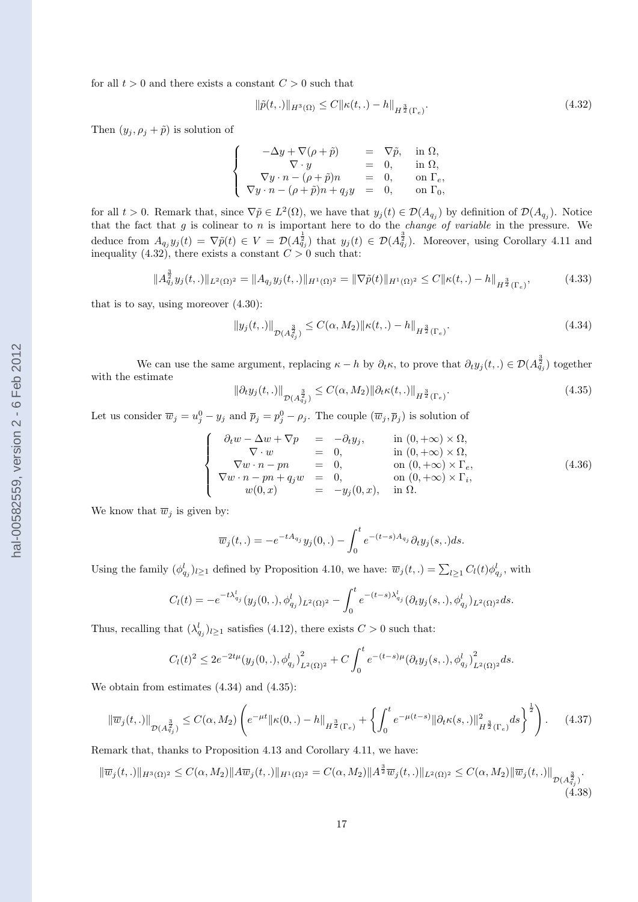for all $t > 0$ and there exists a constant $C > 0$ such that

$$\|\tilde{p}(t,.)\|_{H^3(\Omega)} \leq C\|\kappa(t,.) - h\|_{H^{\frac{3}{2}}(\Gamma_e)}. \tag{4.32}$$

Then $(y_j, \rho_j + \tilde{p})$ is solution of

$$\left\{ \begin{array}{rcll} -\Delta y + \nabla(\rho + \tilde{p}) & = & \nabla \tilde{p}, & \text{in } \Omega, \\ \nabla \cdot y & = & 0, & \text{in } \Omega, \\ \nabla y \cdot n - (\rho + \tilde{p})n & = & 0, & \text{on } \Gamma_e, \\ \nabla y \cdot n - (\rho + \tilde{p})n + q_j y & = & 0, & \text{on } \Gamma_0, \end{array} \right.$$

for all $t > 0$. Remark that, since $\nabla\tilde{p} \in L^2(\Omega)$, we have that $y_j(t) \in \mathcal{D}(A_{q_j})$ by definition of $\mathcal{D}(A_{q_j})$. Notice that the fact that $g$ is colinear to $n$ is important here to do the *change of variable* in the pressure. We deduce from $A_{q_j} y_j(t) = \nabla\tilde{p}(t) \in V = \mathcal{D}(A_{q_j}^{\frac{1}{2}})$ that $y_j(t) \in \mathcal{D}(A_{q_j}^{\frac{3}{2}})$. Moreover, using Corollary 4.11 and inequality (4.32), there exists a constant $C > 0$ such that:

$$\|A_{q_j}^{\frac{3}{2}} y_j(t,.)\|_{L^2(\Omega)^2} = \|A_{q_j} y_j(t,.)\|_{H^1(\Omega)^2} = \|\nabla\tilde{p}(t)\|_{H^1(\Omega)^2} \leq C\|\kappa(t,.) - h\|_{H^{\frac{3}{2}}(\Gamma_e)}, \tag{4.33}$$

that is to say, using moreover (4.30):

$$\|y_j(t,.)\|_{\mathcal{D}(A_{q_j}^{\frac{3}{2}})} \leq C(\alpha, M_2)\|\kappa(t,.) - h\|_{H^{\frac{3}{2}}(\Gamma_e)}. \tag{4.34}$$

We can use the same argument, replacing $\kappa - h$ by $\partial_t \kappa$, to prove that $\partial_t y_j(t,.) \in \mathcal{D}(A_{q_j}^{\frac{3}{2}})$ together with the estimate

$$\|\partial_t y_j(t,.)\|_{\mathcal{D}(A_{q_j}^{\frac{3}{2}})} \leq C(\alpha, M_2)\|\partial_t \kappa(t,.)\|_{H^{\frac{3}{2}}(\Gamma_e)}. \tag{4.35}$$

Let us consider $\overline{w}_j = u_j^0 - y_j$ and $\overline{p}_j = p_j^0 - \rho_j$. The couple $(\overline{w}_j, \overline{p}_j)$ is solution of

$$\left\{ \begin{array}{rcll} \partial_t w - \Delta w + \nabla p & = & -\partial_t y_j, & \text{in } (0,+\infty) \times \Omega, \\ \nabla \cdot w & = & 0, & \text{in } (0,+\infty) \times \Omega, \\ \nabla w \cdot n - pn & = & 0, & \text{on } (0,+\infty) \times \Gamma_e, \\ \nabla w \cdot n - pn + q_j w & = & 0, & \text{on } (0,+\infty) \times \Gamma_i, \\ w(0,x) & = & -y_j(0,x), & \text{in } \Omega. \end{array} \right. \tag{4.36}$$

We know that $\overline{w}_j$ is given by:

$$\overline{w}_j(t,.) = -e^{-tA_{q_j}} y_j(0,.) - \int_0^t e^{-(t-s)A_{q_j}} \partial_t y_j(s,.) ds.$$

Using the family $(\phi_{q_j}^l)_{l \geq 1}$ defined by Proposition 4.10, we have: $\overline{w}_j(t,.) = \sum_{l \geq 1} C_l(t) \phi_{q_j}^l$, with

$$C_l(t) = -e^{-t\lambda_{q_j}^l}(y_j(0,.), \phi_{q_j}^l)_{L^2(\Omega)^2} - \int_0^t e^{-(t-s)\lambda_{q_j}^l}(\partial_t y_j(s,.), \phi_{q_j}^l)_{L^2(\Omega)^2} ds.$$

Thus, recalling that $(\lambda_{q_j}^l)_{l \geq 1}$ satisfies (4.12), there exists $C > 0$ such that:

$$C_l(t)^2 \leq 2e^{-2t\mu}(y_j(0,.), \phi_{q_j}^l)_{L^2(\Omega)^2}^2 + C\int_0^t e^{-(t-s)\mu}(\partial_t y_j(s,.), \phi_{q_j}^l)_{L^2(\Omega)^2}^2 ds.$$

We obtain from estimates (4.34) and (4.35):

$$\|\overline{w}_j(t,.)\|_{\mathcal{D}(A_{q_j}^{\frac{3}{2}})} \leq C(\alpha, M_2)\left( e^{-\mu t}\|\kappa(0,.) - h\|_{H^{\frac{3}{2}}(\Gamma_e)} + \left\{ \int_0^t e^{-\mu(t-s)}\|\partial_t \kappa(s,.)\|_{H^{\frac{3}{2}}(\Gamma_e)}^2 ds \right\}^{\frac{1}{2}} \right). \tag{4.37}$$

Remark that, thanks to Proposition 4.13 and Corollary 4.11, we have:

$$\|\overline{w}_j(t,.)\|_{H^3(\Omega)^2} \leq C(\alpha, M_2)\|A\overline{w}_j(t,.)\|_{H^1(\Omega)^2} = C(\alpha, M_2)\|A^{\frac{3}{2}}\overline{w}_j(t,.)\|_{L^2(\Omega)^2} \leq C(\alpha, M_2)\|\overline{w}_j(t,.)\|_{\mathcal{D}(A_{q_j}^{\frac{3}{2}})}. \tag{4.38}$$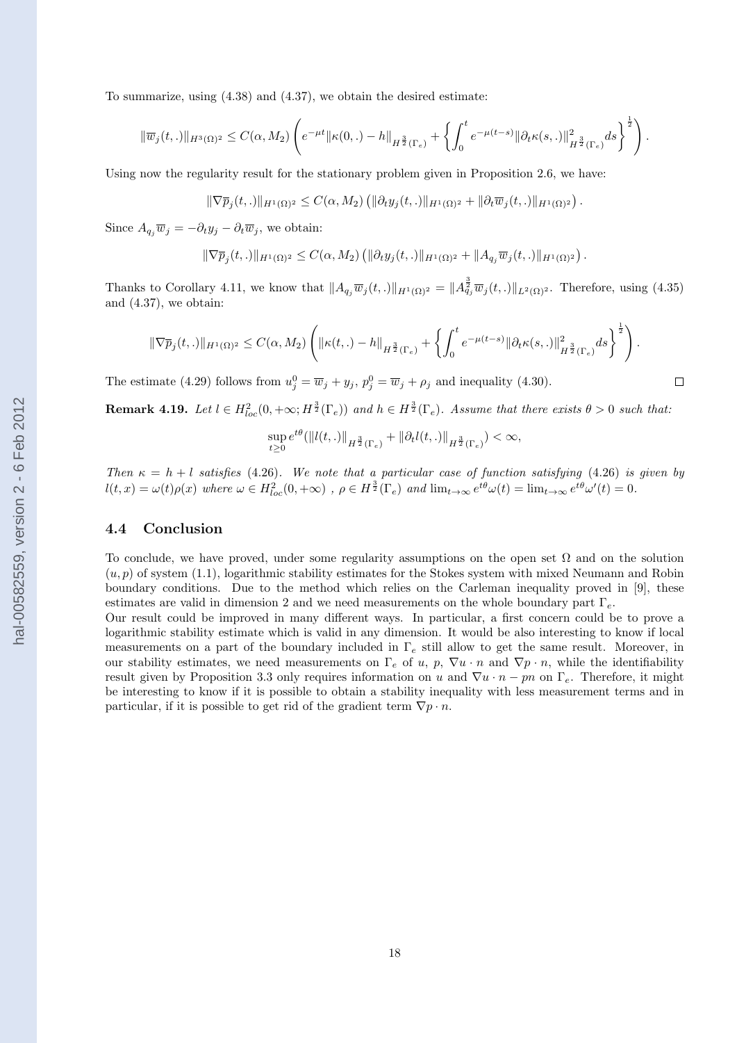To summarize, using (4.38) and (4.37), we obtain the desired estimate:

$$\|\overline{w}_j(t,.)\|_{H^3(\Omega)^2} \leq C(\alpha, M_2)\left(e^{-\mu t}\|\kappa(0,.)-h\|_{H^{\frac{3}{2}}(\Gamma_e)} + \left\{\int_0^t e^{-\mu(t-s)}\|\partial_t\kappa(s,.)\|^2_{H^{\frac{3}{2}}(\Gamma_e)}ds\right\}^{\frac{1}{2}}\right).$$

Using now the regularity result for the stationary problem given in Proposition 2.6, we have:

$$\|\nabla\overline{p}_j(t,.)\|_{H^1(\Omega)^2} \leq C(\alpha, M_2)\left(\|\partial_t y_j(t,.)\|_{H^1(\Omega)^2} + \|\partial_t\overline{w}_j(t,.)\|_{H^1(\Omega)^2}\right).$$

Since $A_{q_j}\overline{w}_j = -\partial_t y_j - \partial_t\overline{w}_j$, we obtain:

$$\|\nabla\overline{p}_j(t,.)\|_{H^1(\Omega)^2} \leq C(\alpha, M_2)\left(\|\partial_t y_j(t,.)\|_{H^1(\Omega)^2} + \|A_{q_j}\overline{w}_j(t,.)\|_{H^1(\Omega)^2}\right).$$

Thanks to Corollary 4.11, we know that $\|A_{q_j}\overline{w}_j(t,.)\|_{H^1(\Omega)^2} = \|A_{q_j}^{\frac{3}{2}}\overline{w}_j(t,.)\|_{L^2(\Omega)^2}$. Therefore, using (4.35) and (4.37), we obtain:

$$\|\nabla\overline{p}_j(t,.)\|_{H^1(\Omega)^2} \leq C(\alpha, M_2)\left(\|\kappa(t,.)-h\|_{H^{\frac{3}{2}}(\Gamma_e)} + \left\{\int_0^t e^{-\mu(t-s)}\|\partial_t\kappa(s,.)\|^2_{H^{\frac{3}{2}}(\Gamma_e)}ds\right\}^{\frac{1}{2}}\right).$$

The estimate (4.29) follows from $u_j^0 = \overline{w}_j + y_j$, $p_j^0 = \overline{w}_j + \rho_j$ and inequality (4.30). $\square$

**Remark 4.19.** *Let $l \in H^2_{loc}(0,+\infty; H^{\frac{3}{2}}(\Gamma_e))$ and $h \in H^{\frac{3}{2}}(\Gamma_e)$. Assume that there exists $\theta > 0$ such that:*

$$\sup_{t\geq 0} e^{t\theta}(\|l(t,.)\|_{H^{\frac{3}{2}}(\Gamma_e)} + \|\partial_t l(t,.)\|_{H^{\frac{3}{2}}(\Gamma_e)}) < \infty,$$

*Then $\kappa = h + l$ satisfies (4.26). We note that a particular case of function satisfying (4.26) is given by $l(t,x) = \omega(t)\rho(x)$ where $\omega \in H^2_{loc}(0,+\infty)$ , $\rho \in H^{\frac{3}{2}}(\Gamma_e)$ and $\lim_{t\to\infty} e^{t\theta}\omega(t) = \lim_{t\to\infty} e^{t\theta}\omega'(t) = 0$.*

### 4.4 Conclusion

To conclude, we have proved, under some regularity assumptions on the open set $\Omega$ and on the solution $(u,p)$ of system (1.1), logarithmic stability estimates for the Stokes system with mixed Neumann and Robin boundary conditions. Due to the method which relies on the Carleman inequality proved in [9], these estimates are valid in dimension 2 and we need measurements on the whole boundary part $\Gamma_e$.

Our result could be improved in many different ways. In particular, a first concern could be to prove a logarithmic stability estimate which is valid in any dimension. It would be also interesting to know if local measurements on a part of the boundary included in $\Gamma_e$ still allow to get the same result. Moreover, in our stability estimates, we need measurements on $\Gamma_e$ of $u$, $p$, $\nabla u \cdot n$ and $\nabla p \cdot n$, while the identifiability result given by Proposition 3.3 only requires information on $u$ and $\nabla u \cdot n - pn$ on $\Gamma_e$. Therefore, it might be interesting to know if it is possible to obtain a stability inequality with less measurement terms and in particular, if it is possible to get rid of the gradient term $\nabla p \cdot n$.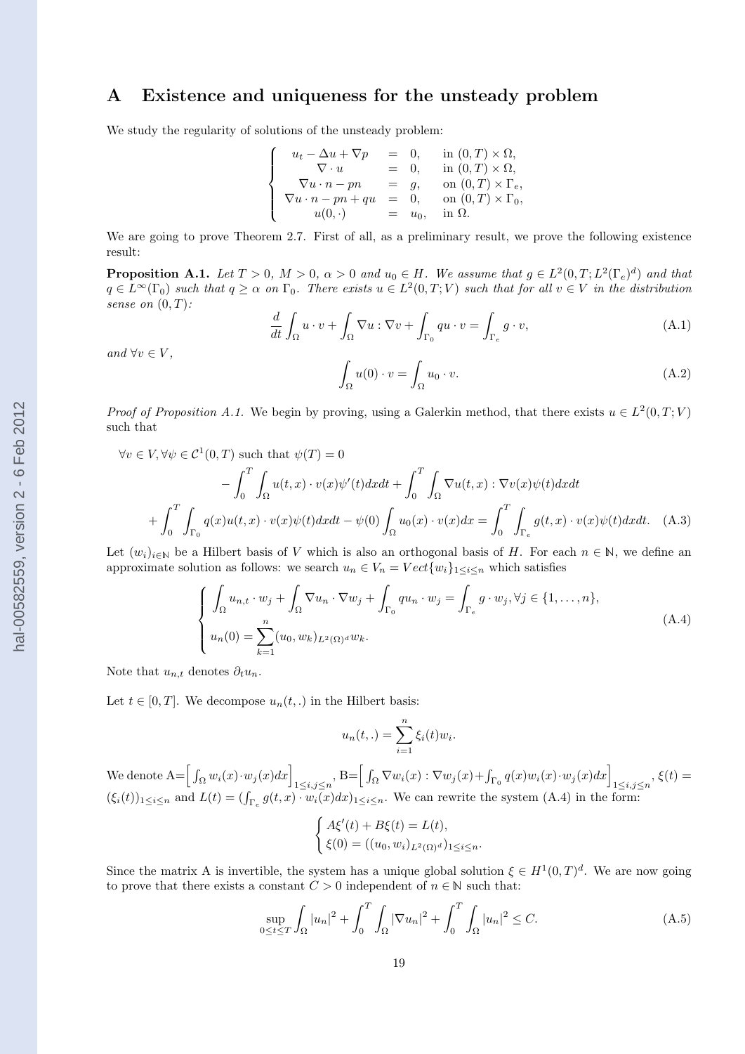# A Existence and uniqueness for the unsteady problem

We study the regularity of solutions of the unsteady problem:

$$
\left\{
\begin{array}{rcll}
u_t - \Delta u + \nabla p & = & 0, & \text{in } (0,T)\times\Omega, \\
\nabla \cdot u & = & 0, & \text{in } (0,T)\times\Omega, \\
\nabla u \cdot n - pn & = & g, & \text{on } (0,T)\times\Gamma_e, \\
\nabla u \cdot n - pn + qu & = & 0, & \text{on } (0,T)\times\Gamma_0, \\
u(0,\cdot) & = & u_0, & \text{in } \Omega.
\end{array}
\right.
$$

We are going to prove Theorem 2.7. First of all, as a preliminary result, we prove the following existence result:

**Proposition A.1.** *Let $T>0$, $M>0$, $\alpha>0$ and $u_0 \in H$. We assume that $g \in L^2(0,T;L^2(\Gamma_e)^d)$ and that $q \in L^\infty(\Gamma_0)$ such that $q \geq \alpha$ on $\Gamma_0$. There exists $u \in L^2(0,T;V)$ such that for all $v \in V$ in the distribution sense on $(0,T)$:*

$$
\frac{d}{dt}\int_\Omega u\cdot v + \int_\Omega \nabla u : \nabla v + \int_{\Gamma_0} qu\cdot v = \int_{\Gamma_e} g\cdot v, \tag{A.1}
$$

*and $\forall v \in V$,*

$$
\int_\Omega u(0)\cdot v = \int_\Omega u_0 \cdot v. \tag{A.2}
$$

*Proof of Proposition A.1.* We begin by proving, using a Galerkin method, that there exists $u \in L^2(0,T;V)$ such that

$$
\begin{aligned}
&\forall v \in V, \forall \psi \in \mathcal{C}^1(0,T) \text{ such that } \psi(T)=0 \\
&\qquad -\int_0^T\int_\Omega u(t,x)\cdot v(x)\psi'(t)dxdt + \int_0^T\int_\Omega \nabla u(t,x):\nabla v(x)\psi(t)dxdt \\
&+\int_0^T\int_{\Gamma_0} q(x)u(t,x)\cdot v(x)\psi(t)dxdt - \psi(0)\int_\Omega u_0(x)\cdot v(x)dx = \int_0^T\int_{\Gamma_e} g(t,x)\cdot v(x)\psi(t)dxdt. 
\end{aligned} \tag{A.3}
$$

Let $(w_i)_{i\in\mathbb{N}}$ be a Hilbert basis of $V$ which is also an orthogonal basis of $H$. For each $n \in \mathbb{N}$, we define an approximate solution as follows: we search $u_n \in V_n = Vect\{w_i\}_{1\leq i\leq n}$ which satisfies

$$
\left\{
\begin{array}{l}
\displaystyle\int_\Omega u_{n,t}\cdot w_j + \int_\Omega \nabla u_n \cdot \nabla w_j + \int_{\Gamma_0} qu_n\cdot w_j = \int_{\Gamma_e} g\cdot w_j, \forall j \in \{1,\ldots,n\}, \\
\displaystyle u_n(0) = \sum_{k=1}^n (u_0,w_k)_{L^2(\Omega)^d} w_k.
\end{array}
\right. \tag{A.4}
$$

Note that $u_{n,t}$ denotes $\partial_t u_n$.

Let $t \in [0,T]$. We decompose $u_n(t,.)$ in the Hilbert basis:

$$
u_n(t,.) = \sum_{i=1}^n \xi_i(t) w_i.
$$

We denote A$=\Big[\int_\Omega w_i(x)\cdot w_j(x)dx\Big]_{1\leq i,j\leq n}$, B$=\Big[\int_\Omega \nabla w_i(x):\nabla w_j(x)+\int_{\Gamma_0} q(x)w_i(x)\cdot w_j(x)dx\Big]_{1\leq i,j\leq n}$, $\xi(t) = (\xi_i(t))_{1\leq i\leq n}$ and $L(t) = (\int_{\Gamma_e} g(t,x)\cdot w_i(x)dx)_{1\leq i\leq n}$. We can rewrite the system (A.4) in the form:

$$
\left\{
\begin{array}{l}
A\xi'(t) + B\xi(t) = L(t), \\
\xi(0) = ((u_0,w_i)_{L^2(\Omega)^d})_{1\leq i\leq n}.
\end{array}
\right.
$$

Since the matrix A is invertible, the system has a unique global solution $\xi \in H^1(0,T)^d$. We are now going to prove that there exists a constant $C>0$ independent of $n \in \mathbb{N}$ such that:

$$
\sup_{0\leq t\leq T}\int_\Omega |u_n|^2 + \int_0^T\int_\Omega |\nabla u_n|^2 + \int_0^T\int_\Omega |u_n|^2 \leq C. \tag{A.5}
$$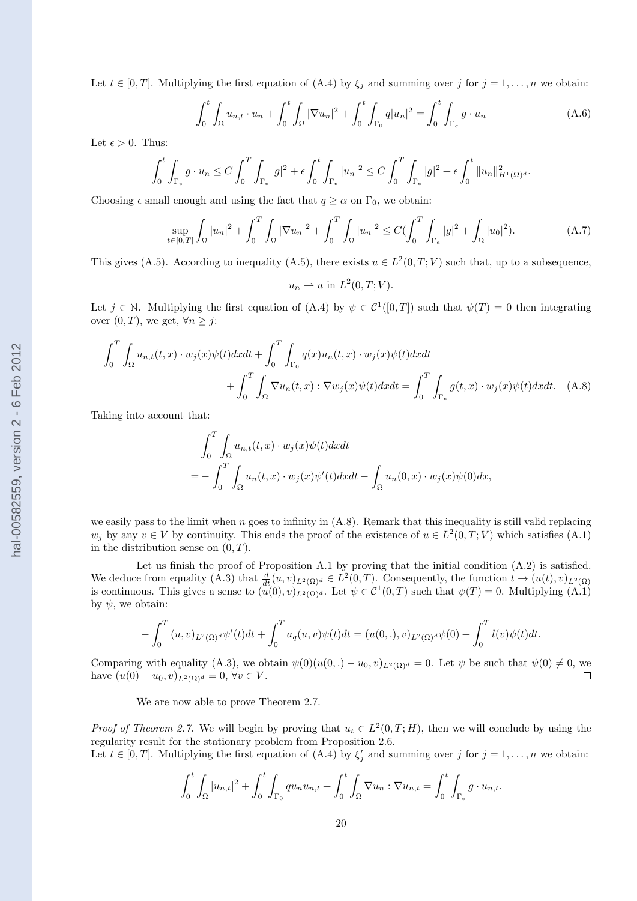Let $t \in [0,T]$. Multiplying the first equation of (A.4) by $\xi_j$ and summing over $j$ for $j = 1, \ldots, n$ we obtain:

$$\int_0^t \int_\Omega u_{n,t} \cdot u_n + \int_0^t \int_\Omega |\nabla u_n|^2 + \int_0^t \int_{\Gamma_0} q|u_n|^2 = \int_0^t \int_{\Gamma_e} g \cdot u_n \tag{A.6}$$

Let $\epsilon > 0$. Thus:

$$\int_0^t \int_{\Gamma_e} g \cdot u_n \leq C \int_0^T \int_{\Gamma_e} |g|^2 + \epsilon \int_0^t \int_{\Gamma_e} |u_n|^2 \leq C \int_0^T \int_{\Gamma_e} |g|^2 + \epsilon \int_0^t \|u_n\|^2_{H^1(\Omega)^d}.$$

Choosing $\epsilon$ small enough and using the fact that $q \geq \alpha$ on $\Gamma_0$, we obtain:

$$\sup_{t\in[0,T]} \int_\Omega |u_n|^2 + \int_0^T \int_\Omega |\nabla u_n|^2 + \int_0^T \int_\Omega |u_n|^2 \leq C(\int_0^T \int_{\Gamma_e} |g|^2 + \int_\Omega |u_0|^2). \tag{A.7}$$

This gives (A.5). According to inequality (A.5), there exists $u \in L^2(0,T;V)$ such that, up to a subsequence,

$$u_n \rightharpoonup u \text{ in } L^2(0,T;V).$$

Let $j \in \mathbb{N}$. Multiplying the first equation of (A.4) by $\psi \in \mathcal{C}^1([0,T])$ such that $\psi(T) = 0$ then integrating over $(0,T)$, we get, $\forall n \geq j$:

$$\int_0^T \int_\Omega u_{n,t}(t,x) \cdot w_j(x)\psi(t)dxdt + \int_0^T \int_{\Gamma_0} q(x)u_n(t,x) \cdot w_j(x)\psi(t)dxdt \\ + \int_0^T \int_\Omega \nabla u_n(t,x) : \nabla w_j(x)\psi(t)dxdt = \int_0^T \int_{\Gamma_e} g(t,x) \cdot w_j(x)\psi(t)dxdt. \tag{A.8}$$

Taking into account that:

$$\int_0^T \int_\Omega u_{n,t}(t,x) \cdot w_j(x)\psi(t)dxdt \\ = -\int_0^T \int_\Omega u_n(t,x) \cdot w_j(x)\psi'(t)dxdt - \int_\Omega u_n(0,x) \cdot w_j(x)\psi(0)dx,$$

we easily pass to the limit when $n$ goes to infinity in (A.8). Remark that this inequality is still valid replacing $w_j$ by any $v \in V$ by continuity. This ends the proof of the existence of $u \in L^2(0,T;V)$ which satisfies (A.1) in the distribution sense on $(0,T)$.

Let us finish the proof of Proposition A.1 by proving that the initial condition (A.2) is satisfied. We deduce from equality (A.3) that $\frac{d}{dt}(u,v)_{L^2(\Omega)^d} \in L^2(0,T)$. Consequently, the function $t \to (u(t),v)_{L^2(\Omega)}$ is continuous. This gives a sense to $(u(0),v)_{L^2(\Omega)^d}$. Let $\psi \in \mathcal{C}^1(0,T)$ such that $\psi(T) = 0$. Multiplying (A.1) by $\psi$, we obtain:

$$-\int_0^T (u,v)_{L^2(\Omega)^d}\psi'(t)dt + \int_0^T a_q(u,v)\psi(t)dt = (u(0,.),v)_{L^2(\Omega)^d}\psi(0) + \int_0^T l(v)\psi(t)dt.$$

Comparing with equality (A.3), we obtain $\psi(0)(u(0,.) - u_0, v)_{L^2(\Omega)^d} = 0$. Let $\psi$ be such that $\psi(0) \neq 0$, we have $(u(0) - u_0, v)_{L^2(\Omega)^d} = 0$, $\forall v \in V$. □

We are now able to prove Theorem 2.7.

*Proof of Theorem 2.7.* We will begin by proving that $u_t \in L^2(0,T;H)$, then we will conclude by using the regularity result for the stationary problem from Proposition 2.6.

Let $t \in [0,T]$. Multiplying the first equation of (A.4) by $\xi_j'$ and summing over $j$ for $j = 1, \ldots, n$ we obtain:

$$\int_0^t \int_\Omega |u_{n,t}|^2 + \int_0^t \int_{\Gamma_0} q u_n u_{n,t} + \int_0^t \int_\Omega \nabla u_n : \nabla u_{n,t} = \int_0^t \int_{\Gamma_e} g \cdot u_{n,t}.$$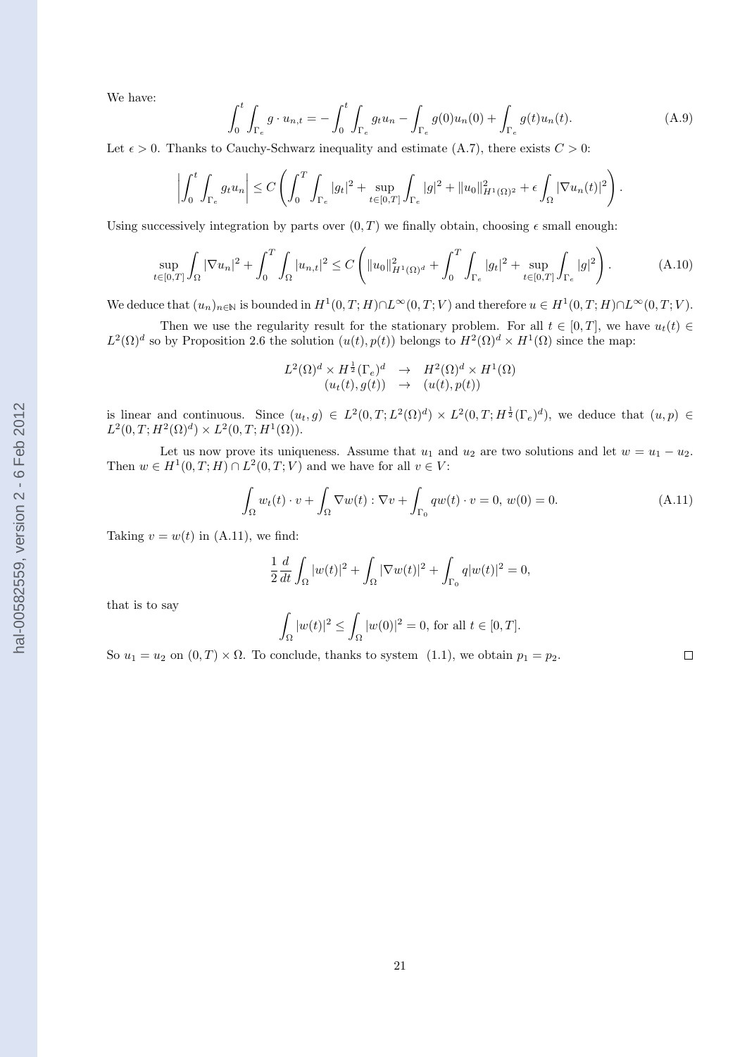We have:

$$\int_0^t \int_{\Gamma_e} g \cdot u_{n,t} = -\int_0^t \int_{\Gamma_e} g_t u_n - \int_{\Gamma_e} g(0) u_n(0) + \int_{\Gamma_e} g(t) u_n(t). \tag{A.9}$$

Let $\epsilon > 0$. Thanks to Cauchy-Schwarz inequality and estimate (A.7), there exists $C > 0$:

$$\left| \int_0^t \int_{\Gamma_e} g_t u_n \right| \leq C \left( \int_0^T \int_{\Gamma_e} |g_t|^2 + \sup_{t \in [0,T]} \int_{\Gamma_e} |g|^2 + \|u_0\|^2_{H^1(\Omega)^2} + \epsilon \int_\Omega |\nabla u_n(t)|^2 \right).$$

Using successively integration by parts over $(0, T)$ we finally obtain, choosing $\epsilon$ small enough:

$$\sup_{t \in [0,T]} \int_\Omega |\nabla u_n|^2 + \int_0^T \int_\Omega |u_{n,t}|^2 \leq C \left( \|u_0\|^2_{H^1(\Omega)^d} + \int_0^T \int_{\Gamma_e} |g_t|^2 + \sup_{t \in [0,T]} \int_{\Gamma_e} |g|^2 \right). \tag{A.10}$$

We deduce that $(u_n)_{n \in \mathbb{N}}$ is bounded in $H^1(0, T; H) \cap L^\infty(0, T; V)$ and therefore $u \in H^1(0, T; H) \cap L^\infty(0, T; V)$.

Then we use the regularity result for the stationary problem. For all $t \in [0, T]$, we have $u_t(t) \in L^2(\Omega)^d$ so by Proposition 2.6 the solution $(u(t), p(t))$ belongs to $H^2(\Omega)^d \times H^1(\Omega)$ since the map:

$$\begin{array}{ccc} L^2(\Omega)^d \times H^{\frac{1}{2}}(\Gamma_e)^d & \to & H^2(\Omega)^d \times H^1(\Omega) \\ (u_t(t), g(t)) & \to & (u(t), p(t)) \end{array}$$

is linear and continuous. Since $(u_t, g) \in L^2(0, T; L^2(\Omega)^d) \times L^2(0, T; H^{\frac{1}{2}}(\Gamma_e)^d)$, we deduce that $(u, p) \in L^2(0, T; H^2(\Omega)^d) \times L^2(0, T; H^1(\Omega))$.

Let us now prove its uniqueness. Assume that $u_1$ and $u_2$ are two solutions and let $w = u_1 - u_2$. Then $w \in H^1(0, T; H) \cap L^2(0, T; V)$ and we have for all $v \in V$:

$$\int_\Omega w_t(t) \cdot v + \int_\Omega \nabla w(t) : \nabla v + \int_{\Gamma_0} q w(t) \cdot v = 0, \; w(0) = 0. \tag{A.11}$$

Taking $v = w(t)$ in (A.11), we find:

$$\frac{1}{2} \frac{d}{dt} \int_\Omega |w(t)|^2 + \int_\Omega |\nabla w(t)|^2 + \int_{\Gamma_0} q |w(t)|^2 = 0,$$

that is to say

$$\int_\Omega |w(t)|^2 \leq \int_\Omega |w(0)|^2 = 0, \text{ for all } t \in [0, T].$$

So $u_1 = u_2$ on $(0, T) \times \Omega$. To conclude, thanks to system (1.1), we obtain $p_1 = p_2$. $\square$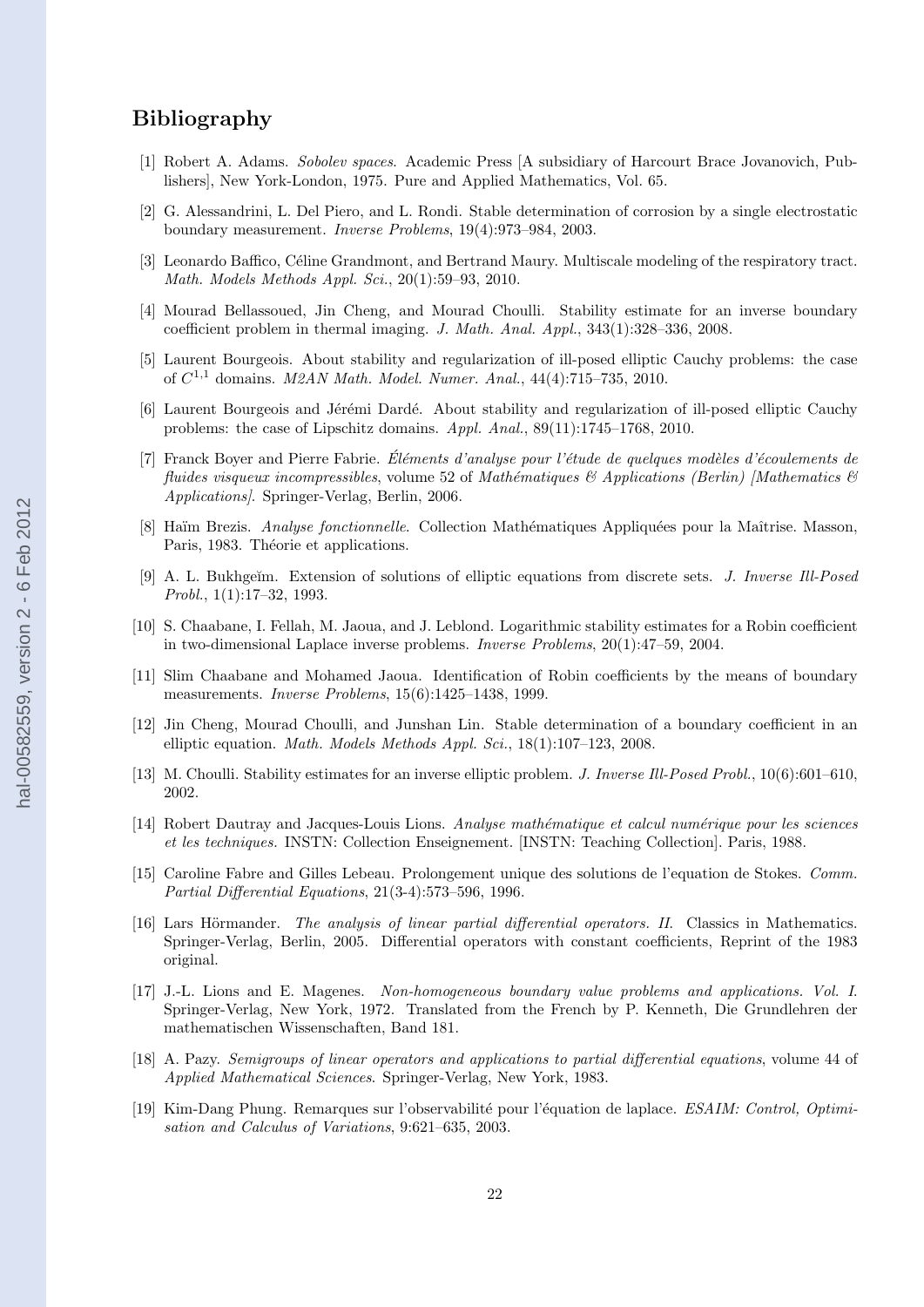# Bibliography

[1] Robert A. Adams. *Sobolev spaces*. Academic Press [A subsidiary of Harcourt Brace Jovanovich, Publishers], New York-London, 1975. Pure and Applied Mathematics, Vol. 65.

[2] G. Alessandrini, L. Del Piero, and L. Rondi. Stable determination of corrosion by a single electrostatic boundary measurement. *Inverse Problems*, 19(4):973–984, 2003.

[3] Leonardo Baffico, Céline Grandmont, and Bertrand Maury. Multiscale modeling of the respiratory tract. *Math. Models Methods Appl. Sci.*, 20(1):59–93, 2010.

[4] Mourad Bellassoued, Jin Cheng, and Mourad Choulli. Stability estimate for an inverse boundary coefficient problem in thermal imaging. *J. Math. Anal. Appl.*, 343(1):328–336, 2008.

[5] Laurent Bourgeois. About stability and regularization of ill-posed elliptic Cauchy problems: the case of $C^{1,1}$ domains. *M2AN Math. Model. Numer. Anal.*, 44(4):715–735, 2010.

[6] Laurent Bourgeois and Jérémi Dardé. About stability and regularization of ill-posed elliptic Cauchy problems: the case of Lipschitz domains. *Appl. Anal.*, 89(11):1745–1768, 2010.

[7] Franck Boyer and Pierre Fabrie. *Éléments d'analyse pour l'étude de quelques modèles d'écoulements de fluides visqueux incompressibles*, volume 52 of *Mathématiques & Applications (Berlin) [Mathematics & Applications]*. Springer-Verlag, Berlin, 2006.

[8] Haïm Brezis. *Analyse fonctionnelle*. Collection Mathématiques Appliquées pour la Maîtrise. Masson, Paris, 1983. Théorie et applications.

[9] A. L. Bukhgeĭm. Extension of solutions of elliptic equations from discrete sets. *J. Inverse Ill-Posed Probl.*, 1(1):17–32, 1993.

[10] S. Chaabane, I. Fellah, M. Jaoua, and J. Leblond. Logarithmic stability estimates for a Robin coefficient in two-dimensional Laplace inverse problems. *Inverse Problems*, 20(1):47–59, 2004.

[11] Slim Chaabane and Mohamed Jaoua. Identification of Robin coefficients by the means of boundary measurements. *Inverse Problems*, 15(6):1425–1438, 1999.

[12] Jin Cheng, Mourad Choulli, and Junshan Lin. Stable determination of a boundary coefficient in an elliptic equation. *Math. Models Methods Appl. Sci.*, 18(1):107–123, 2008.

[13] M. Choulli. Stability estimates for an inverse elliptic problem. *J. Inverse Ill-Posed Probl.*, 10(6):601–610, 2002.

[14] Robert Dautray and Jacques-Louis Lions. *Analyse mathématique et calcul numérique pour les sciences et les techniques.* INSTN: Collection Enseignement. [INSTN: Teaching Collection]. Paris, 1988.

[15] Caroline Fabre and Gilles Lebeau. Prolongement unique des solutions de l'equation de Stokes. *Comm. Partial Differential Equations*, 21(3-4):573–596, 1996.

[16] Lars Hörmander. *The analysis of linear partial differential operators. II.* Classics in Mathematics. Springer-Verlag, Berlin, 2005. Differential operators with constant coefficients, Reprint of the 1983 original.

[17] J.-L. Lions and E. Magenes. *Non-homogeneous boundary value problems and applications. Vol. I.* Springer-Verlag, New York, 1972. Translated from the French by P. Kenneth, Die Grundlehren der mathematischen Wissenschaften, Band 181.

[18] A. Pazy. *Semigroups of linear operators and applications to partial differential equations*, volume 44 of *Applied Mathematical Sciences*. Springer-Verlag, New York, 1983.

[19] Kim-Dang Phung. Remarques sur l'observabilité pour l'équation de laplace. *ESAIM: Control, Optimisation and Calculus of Variations*, 9:621–635, 2003.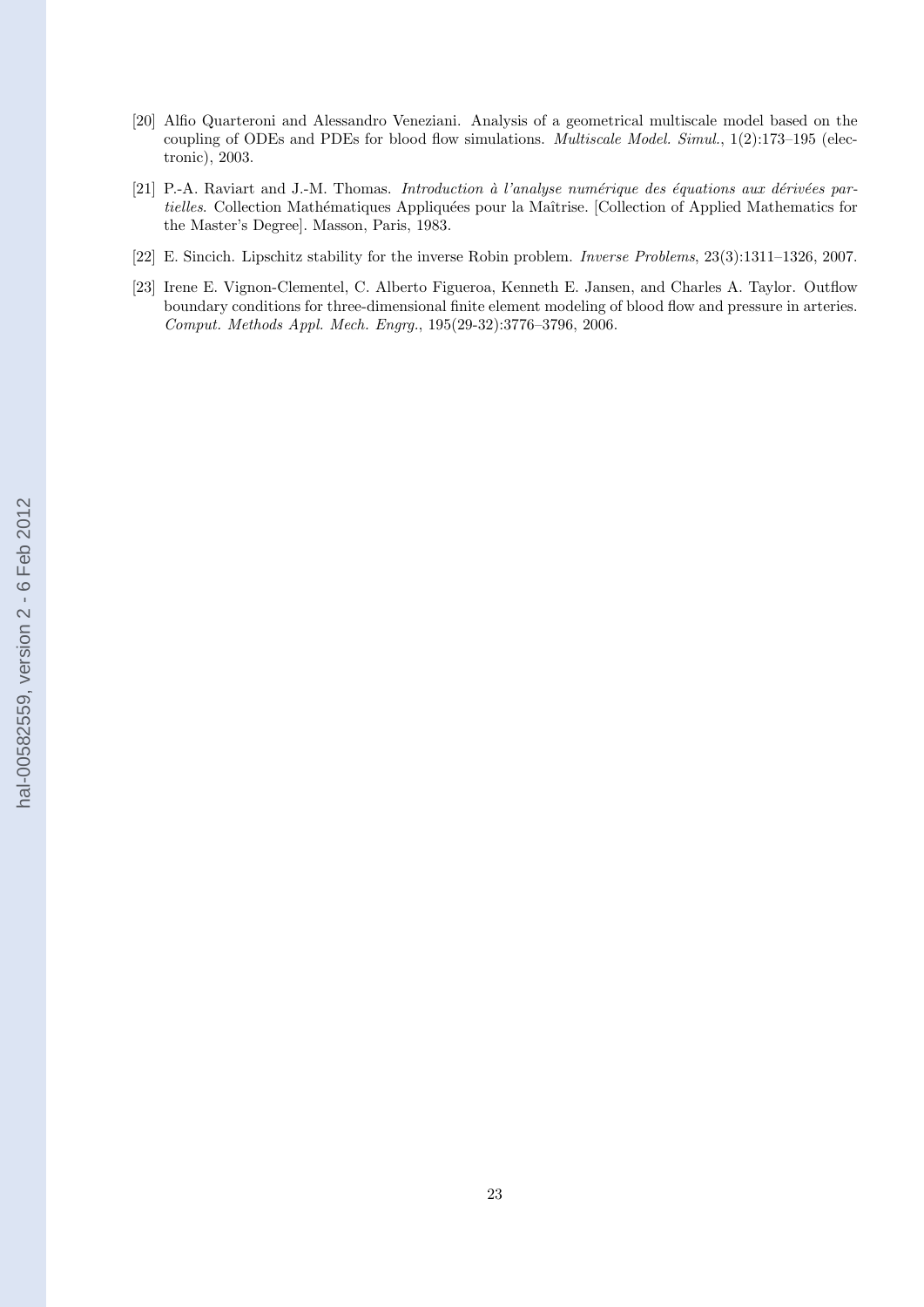[20] Alfio Quarteroni and Alessandro Veneziani. Analysis of a geometrical multiscale model based on the coupling of ODEs and PDEs for blood flow simulations. *Multiscale Model. Simul.*, 1(2):173–195 (electronic), 2003.

[21] P.-A. Raviart and J.-M. Thomas. *Introduction à l'analyse numérique des équations aux dérivées partielles*. Collection Mathématiques Appliquées pour la Maîtrise. [Collection of Applied Mathematics for the Master's Degree]. Masson, Paris, 1983.

[22] E. Sincich. Lipschitz stability for the inverse Robin problem. *Inverse Problems*, 23(3):1311–1326, 2007.

[23] Irene E. Vignon-Clementel, C. Alberto Figueroa, Kenneth E. Jansen, and Charles A. Taylor. Outflow boundary conditions for three-dimensional finite element modeling of blood flow and pressure in arteries. *Comput. Methods Appl. Mech. Engrg.*, 195(29-32):3776–3796, 2006.